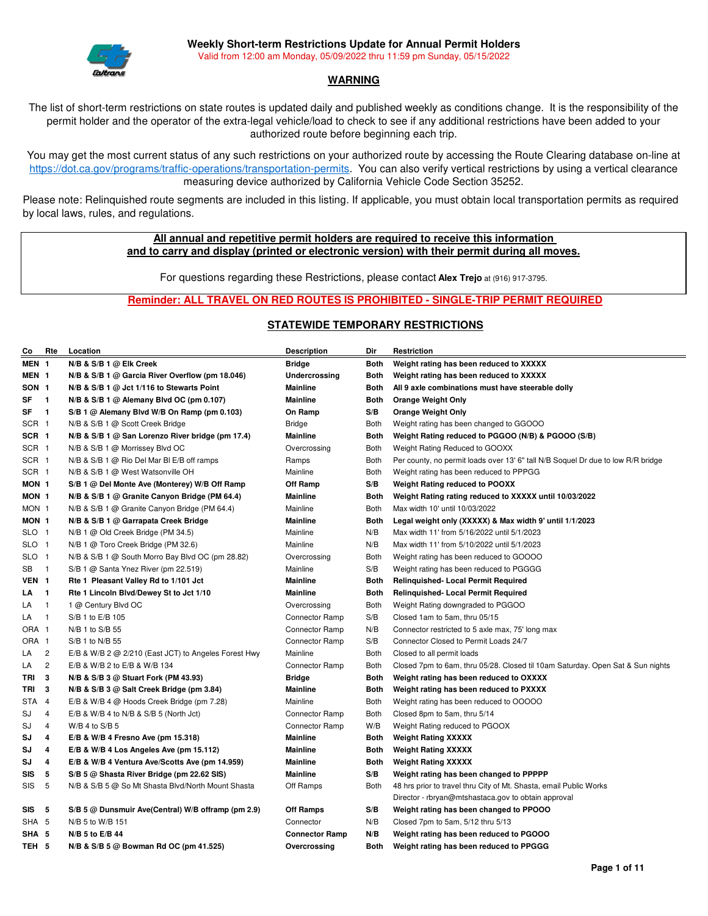**Weekly Short-term Restrictions Update for Annual Permit Holders**

Valid from 12:00 am Monday, 05/09/2022 thru 11:59 pm Sunday, 05/15/2022

## WARNING

The list of short-term restrictions on state routes is updated daily and published weekly as conditions change. It is the responsibility of the permit holder and the operator of the extra-legal vehicle/load to check to see if any additional restrictions have been added to your authorized route before beginning each trip.

You may get the most current status of any such restrictions on your authorized route by accessing the Route Clearing database on-line at https://dot.ca.gov/programs/traffic-operations/transportation-permits. You can also verify vertical restrictions by using a vertical clearance measuring device authorized by California Vehicle Code Section 35252.

Please note: Relinquished route segments are included in this listing. If applicable, you must obtain local transportation permits as required by local laws, rules, and regulations.

**All annual and repetitive permit holders are required to receive this information and to carry and display (printed or electronic version) with their permit during all moves.**

For questions regarding these Restrictions, please contact **Alex Trejo** at (916) 917-3795.

**Reminder: ALL TRAVEL ON RED ROUTES IS PROHIBITED - SINGLE-TRIP PERMIT REQUIRED**

## STATEWIDE TEMPORARY RESTRICTIONS

| Co | Rte | Location | Description | Dir | Restriction |
|---|---|---|---|---|---|
| **MEN** | **1** | **N/B & S/B 1 @ Elk Creek** | **Bridge** | **Both** | **Weight rating has been reduced to XXXXX** |
| **MEN** | **1** | **N/B & S/B 1 @ Garcia River Overflow (pm 18.046)** | **Undercrossing** | **Both** | **Weight rating has been reduced to XXXXX** |
| **SON** | **1** | **N/B & S/B 1 @ Jct 1/116 to Stewarts Point** | **Mainline** | **Both** | **All 9 axle combinations must have steerable dolly** |
| **SF** | **1** | **N/B & S/B 1 @ Alemany Blvd OC (pm 0.107)** | **Mainline** | **Both** | **Orange Weight Only** |
| **SF** | **1** | **S/B 1 @ Alemany Blvd W/B On Ramp (pm 0.103)** | **On Ramp** | **S/B** | **Orange Weight Only** |
| SCR | 1 | N/B & S/B 1 @ Scott Creek Bridge | Bridge | Both | Weight rating has been changed to GGOOO |
| **SCR** | **1** | **N/B & S/B 1 @ San Lorenzo River bridge (pm 17.4)** | **Mainline** | **Both** | **Weight Rating reduced to PGGOO (N/B) & PGOOO (S/B)** |
| SCR | 1 | N/B & S/B 1 @ Morrissey Blvd OC | Overcrossing | Both | Weight Rating Reduced to GOOXX |
| SCR | 1 | N/B & S/B 1 @ Rio Del Mar Bl E/B off ramps | Ramps | Both | Per county, no permit loads over 13' 6" tall N/B Soquel Dr due to low R/R bridge |
| SCR | 1 | N/B & S/B 1 @ West Watsonville OH | Mainline | Both | Weight rating has been reduced to PPPGG |
| **MON** | **1** | **S/B 1 @ Del Monte Ave (Monterey) W/B Off Ramp** | **Off Ramp** | **S/B** | **Weight Rating reduced to POOXX** |
| **MON** | **1** | **N/B & S/B 1 @ Granite Canyon Bridge (PM 64.4)** | **Mainline** | **Both** | **Weight Rating rating reduced to XXXXX until 10/03/2022** |
| MON | 1 | N/B & S/B 1 @ Granite Canyon Bridge (PM 64.4) | Mainline | Both | Max width 10' until 10/03/2022 |
| **MON** | **1** | **N/B & S/B 1 @ Garrapata Creek Bridge** | **Mainline** | **Both** | **Legal weight only (XXXXX) & Max width 9' until 1/1/2023** |
| SLO | 1 | N/B 1 @ Old Creek Bridge (PM 34.5) | Mainline | N/B | Max width 11' from 5/16/2022 until 5/1/2023 |
| SLO | 1 | N/B 1 @ Toro Creek Bridge (PM 32.6) | Mainline | N/B | Max width 11' from 5/10/2022 until 5/1/2023 |
| SLO | 1 | N/B & S/B 1 @ South Morro Bay Blvd OC (pm 28.82) | Overcrossing | Both | Weight rating has been reduced to GOOOO |
| SB | 1 | S/B 1 @ Santa Ynez River (pm 22.519) | Mainline | S/B | Weight rating has been reduced to PGGGG |
| **VEN** | **1** | **Rte 1 Pleasant Valley Rd to 1/101 Jct** | **Mainline** | **Both** | **Relinquished- Local Permit Required** |
| **LA** | **1** | **Rte 1 Lincoln Blvd/Dewey St to Jct 1/10** | **Mainline** | **Both** | **Relinquished- Local Permit Required** |
| LA | 1 | 1 @ Century Blvd OC | Overcrossing | Both | Weight Rating downgraded to PGGOO |
| LA | 1 | S/B 1 to E/B 105 | Connector Ramp | S/B | Closed 1am to 5am, thru 05/15 |
| ORA | 1 | N/B 1 to S/B 55 | Connector Ramp | N/B | Connector restricted to 5 axle max, 75' long max |
| ORA | 1 | S/B 1 to N/B 55 | Connector Ramp | S/B | Connector Closed to Permit Loads 24/7 |
| LA | 2 | E/B & W/B 2 @ 2/210 (East JCT) to Angeles Forest Hwy | Mainline | Both | Closed to all permit loads |
| LA | 2 | E/B & W/B 2 to E/B & W/B 134 | Connector Ramp | Both | Closed 7pm to 6am, thru 05/28. Closed til 10am Saturday. Open Sat & Sun nights |
| **TRI** | **3** | **N/B & S/B 3 @ Stuart Fork (PM 43.93)** | **Bridge** | **Both** | **Weight rating has been reduced to OXXXX** |
| **TRI** | **3** | **N/B & S/B 3 @ Salt Creek Bridge (pm 3.84)** | **Mainline** | **Both** | **Weight rating has been reduced to PXXXX** |
| STA | 4 | E/B & W/B 4 @ Hoods Creek Bridge (pm 7.28) | Mainline | Both | Weight rating has been reduced to OOOOO |
| SJ | 4 | E/B & W/B 4 to N/B & S/B 5 (North Jct) | Connector Ramp | Both | Closed 8pm to 5am, thru 5/14 |
| SJ | 4 | W/B 4 to S/B 5 | Connector Ramp | W/B | Weight Rating reduced to PGOOX |
| **SJ** | **4** | **E/B & W/B 4 Fresno Ave (pm 15.318)** | **Mainline** | **Both** | **Weight Rating XXXXX** |
| **SJ** | **4** | **E/B & W/B 4 Los Angeles Ave (pm 15.112)** | **Mainline** | **Both** | **Weight Rating XXXXX** |
| **SJ** | **4** | **E/B & W/B 4 Ventura Ave/Scotts Ave (pm 14.959)** | **Mainline** | **Both** | **Weight Rating XXXXX** |
| **SIS** | **5** | **S/B 5 @ Shasta River Bridge (pm 22.62 SIS)** | **Mainline** | **S/B** | **Weight rating has been changed to PPPPP** |
| SIS | 5 | N/B & S/B 5 @ So Mt Shasta Blvd/North Mount Shasta | Off Ramps | Both | 48 hrs prior to travel thru City of Mt. Shasta, email Public Works Director - rbryan@mtshastaca.gov to obtain approval |
| **SIS** | **5** | **S/B 5 @ Dunsmuir Ave(Central) W/B offramp (pm 2.9)** | **Off Ramps** | **S/B** | **Weight rating has been changed to PPOOO** |
| SHA | 5 | N/B 5 to W/B 151 | Connector | N/B | Closed 7pm to 5am, 5/12 thru 5/13 |
| **SHA** | **5** | **N/B 5 to E/B 44** | **Connector Ramp** | **N/B** | **Weight rating has been reduced to PGOOO** |
| **TEH** | **5** | **N/B & S/B 5 @ Bowman Rd OC (pm 41.525)** | **Overcrossing** | **Both** | **Weight rating has been reduced to PPGGG** |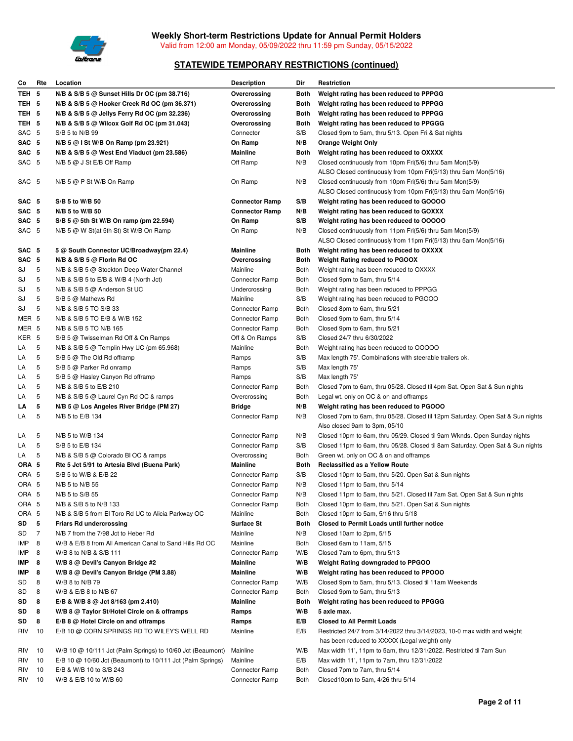# Weekly Short-term Restrictions Update for Annual Permit Holders

Valid from 12:00 am Monday, 05/09/2022 thru 11:59 pm Sunday, 05/15/2022

## STATEWIDE TEMPORARY RESTRICTIONS (continued)

| Co | Rte | Location | Description | Dir | Restriction |
|---|---|---|---|---|---|
| **TEH** | **5** | **N/B & S/B 5 @ Sunset Hills Dr OC (pm 38.716)** | **Overcrossing** | **Both** | **Weight rating has been reduced to PPPGG** |
| **TEH** | **5** | **N/B & S/B 5 @ Hooker Creek Rd OC (pm 36.371)** | **Overcrossing** | **Both** | **Weight rating has been reduced to PPPGG** |
| **TEH** | **5** | **N/B & S/B 5 @ Jellys Ferry Rd OC (pm 32.236)** | **Overcrossing** | **Both** | **Weight rating has been reduced to PPPGG** |
| **TEH** | **5** | **N/B & S/B 5 @ Wilcox Golf Rd OC (pm 31.043)** | **Overcrossing** | **Both** | **Weight rating has been reduced to PPGGG** |
| SAC | 5 | S/B 5 to N/B 99 | Connector | S/B | Closed 9pm to 5am, thru 5/13. Open Fri & Sat nights |
| **SAC** | **5** | **N/B 5 @ I St W/B On Ramp (pm 23.921)** | **On Ramp** | **N/B** | **Orange Weight Only** |
| **SAC** | **5** | **N/B & S/B 5 @ West End Viaduct (pm 23.586)** | **Mainline** | **Both** | **Weight rating has been reduced to OXXXX** |
| SAC | 5 | N/B 5 @ J St E/B Off Ramp | Off Ramp | N/B | Closed continuously from 10pm Fri(5/6) thru 5am Mon(5/9) ALSO Closed continuously from 10pm Fri(5/13) thru 5am Mon(5/16) |
| SAC | 5 | N/B 5 @ P St W/B On Ramp | On Ramp | N/B | Closed continuously from 10pm Fri(5/6) thru 5am Mon(5/9) ALSO Closed continuously from 10pm Fri(5/13) thru 5am Mon(5/16) |
| **SAC** | **5** | **S/B 5 to W/B 50** | **Connector Ramp** | **S/B** | **Weight rating has been reduced to GOOOO** |
| **SAC** | **5** | **N/B 5 to W/B 50** | **Connector Ramp** | **N/B** | **Weight rating has been reduced to GOXXX** |
| **SAC** | **5** | **S/B 5 @ 5th St W/B On ramp (pm 22.594)** | **On Ramp** | **S/B** | **Weight rating has been reduced to OOOOO** |
| SAC | 5 | N/B 5 @ W St(at 5th St) St W/B On Ramp | On Ramp | N/B | Closed continuously from 11pm Fri(5/6) thru 5am Mon(5/9) ALSO Closed continuously from 11pm Fri(5/13) thru 5am Mon(5/16) |
| **SAC** | **5** | **5 @ South Connector UC/Broadway(pm 22.4)** | **Mainline** | **Both** | **Weight rating has been reduced to OXXXX** |
| **SAC** | **5** | **N/B & S/B 5 @ Florin Rd OC** | **Overcrossing** | **Both** | **Weight Rating reduced to PGOOX** |
| SJ | 5 | N/B & S/B 5 @ Stockton Deep Water Channel | Mainline | Both | Weight rating has been reduced to OXXXX |
| SJ | 5 | N/B & S/B 5 to E/B & W/B 4 (North Jct) | Connector Ramp | Both | Closed 9pm to 5am, thru 5/14 |
| SJ | 5 | N/B & S/B 5 @ Anderson St UC | Undercrossing | Both | Weight rating has been reduced to PPPGG |
| SJ | 5 | S/B 5 @ Mathews Rd | Mainline | S/B | Weight rating has been reduced to PGOOO |
| SJ | 5 | N/B & S/B 5 TO S/B 33 | Connector Ramp | Both | Closed 8pm to 6am, thru 5/21 |
| MER | 5 | N/B & S/B 5 TO E/B & W/B 152 | Connector Ramp | Both | Closed 9pm to 6am, thru 5/14 |
| MER | 5 | N/B & S/B 5 TO N/B 165 | Connector Ramp | Both | Closed 9pm to 6am, thru 5/21 |
| KER | 5 | S/B 5 @ Twisselman Rd Off & On Ramps | Off & On Ramps | S/B | Closed 24/7 thru 6/30/2022 |
| LA | 5 | N/B & S/B 5 @ Templin Hwy UC (pm 65.968) | Mainline | Both | Weight rating has been reduced to OOOOO |
| LA | 5 | S/B 5 @ The Old Rd offramp | Ramps | S/B | Max length 75'. Combinations with steerable trailers ok. |
| LA | 5 | S/B 5 @ Parker Rd onramp | Ramps | S/B | Max length 75' |
| LA | 5 | S/B 5 @ Hasley Canyon Rd offramp | Ramps | S/B | Max length 75' |
| LA | 5 | N/B & S/B 5 to E/B 210 | Connector Ramp | Both | Closed 7pm to 6am, thru 05/28. Closed til 4pm Sat. Open Sat & Sun nights |
| LA | 5 | N/B & S/B 5 @ Laurel Cyn Rd OC & ramps | Overcrossing | Both | Legal wt. only on OC & on and offramps |
| **LA** | **5** | **N/B 5 @ Los Angeles River Bridge (PM 27)** | **Bridge** | **N/B** | **Weight rating has been reduced to PGOOO** |
| LA | 5 | N/B 5 to E/B 134 | Connector Ramp | N/B | Closed 7pm to 6am, thru 05/28. Closed til 12pm Saturday. Open Sat & Sun nights Also closed 9am to 3pm, 05/10 |
| LA | 5 | N/B 5 to W/B 134 | Connector Ramp | N/B | Closed 10pm to 6am, thru 05/29. Closed til 9am Wknds. Open Sunday nights |
| LA | 5 | S/B 5 to E/B 134 | Connector Ramp | S/B | Closed 11pm to 6am, thru 05/28. Closed til 8am Saturday. Open Sat & Sun nights |
| LA | 5 | N/B & S/B 5 @ Colorado Bl OC & ramps | Overcrossing | Both | Green wt. only on OC & on and offramps |
| **ORA** | **5** | **Rte 5 Jct 5/91 to Artesia Blvd (Buena Park)** | **Mainline** | **Both** | **Reclassified as a Yellow Route** |
| ORA | 5 | S/B 5 to W/B & E/B 22 | Connector Ramp | S/B | Closed 10pm to 5am, thru 5/20. Open Sat & Sun nights |
| ORA | 5 | N/B 5 to N/B 55 | Connector Ramp | N/B | Closed 11pm to 5am, thru 5/14 |
| ORA | 5 | N/B 5 to S/B 55 | Connector Ramp | N/B | Closed 11pm to 5am, thru 5/21. Closed til 7am Sat. Open Sat & Sun nights |
| ORA | 5 | N/B & S/B 5 to N/B 133 | Connector Ramp | Both | Closed 10pm to 6am, thru 5/21. Open Sat & Sun nights |
| ORA | 5 | N/B & S/B 5 from El Toro Rd UC to Alicia Parkway OC | Mainline | Both | Closed 10pm to 5am, 5/16 thru 5/18 |
| **SD** | **5** | **Friars Rd undercrossing** | **Surface St** | **Both** | **Closed to Permit Loads until further notice** |
| SD | 7 | N/B 7 from the 7/98 Jct to Heber Rd | Mainline | N/B | Closed 10am to 2pm, 5/15 |
| IMP | 8 | W/B & E/B 8 from All American Canal to Sand Hills Rd OC | Mainline | Both | Closed 6am to 11am, 5/15 |
| IMP | 8 | W/B 8 to N/B & S/B 111 | Connector Ramp | W/B | Closed 7am to 6pm, thru 5/13 |
| **IMP** | **8** | **W/B 8 @ Devil's Canyon Bridge #2** | **Mainline** | **W/B** | **Weight Rating downgraded to PPGOO** |
| **IMP** | **8** | **W/B 8 @ Devil's Canyon Bridge (PM 3.88)** | **Mainline** | **W/B** | **Weight rating has been reduced to PPOOO** |
| SD | 8 | W/B 8 to N/B 79 | Connector Ramp | W/B | Closed 9pm to 5am, thru 5/13. Closed til 11am Weekends |
| SD | 8 | W/B & E/B 8 to N/B 67 | Connector Ramp | Both | Closed 9pm to 5am, thru 5/13 |
| **SD** | **8** | **E/B & W/B 8 @ Jct 8/163 (pm 2.410)** | **Mainline** | **Both** | **Weight rating has been reduced to PPGGG** |
| **SD** | **8** | **W/B 8 @ Taylor St/Hotel Circle on & offramps** | **Ramps** | **W/B** | **5 axle max.** |
| **SD** | **8** | **E/B 8 @ Hotel Circle on and offramps** | **Ramps** | **E/B** | **Closed to All Permit Loads** |
| RIV | 10 | E/B 10 @ CORN SPRINGS RD TO WILEY'S WELL RD | Mainline | E/B | Restricted 24/7 from 3/14/2022 thru 3/14/2023, 10-0 max width and weight has been reduced to XXXXX (Legal weight) only |
| RIV | 10 | W/B 10 @ 10/111 Jct (Palm Springs) to 10/60 Jct (Beaumont) | Mainline | W/B | Max width 11', 11pm to 5am, thru 12/31/2022. Restricted til 7am Sun |
| RIV | 10 | E/B 10 @ 10/60 Jct (Beaumont) to 10/111 Jct (Palm Springs) | Mainline | E/B | Max width 11', 11pm to 7am, thru 12/31/2022 |
| RIV | 10 | E/B & W/B 10 to S/B 243 | Connector Ramp | Both | Closed 7pm to 7am, thru 5/14 |
| RIV | 10 | W/B & E/B 10 to W/B 60 | Connector Ramp | Both | Closed10pm to 5am, 4/26 thru 5/14 |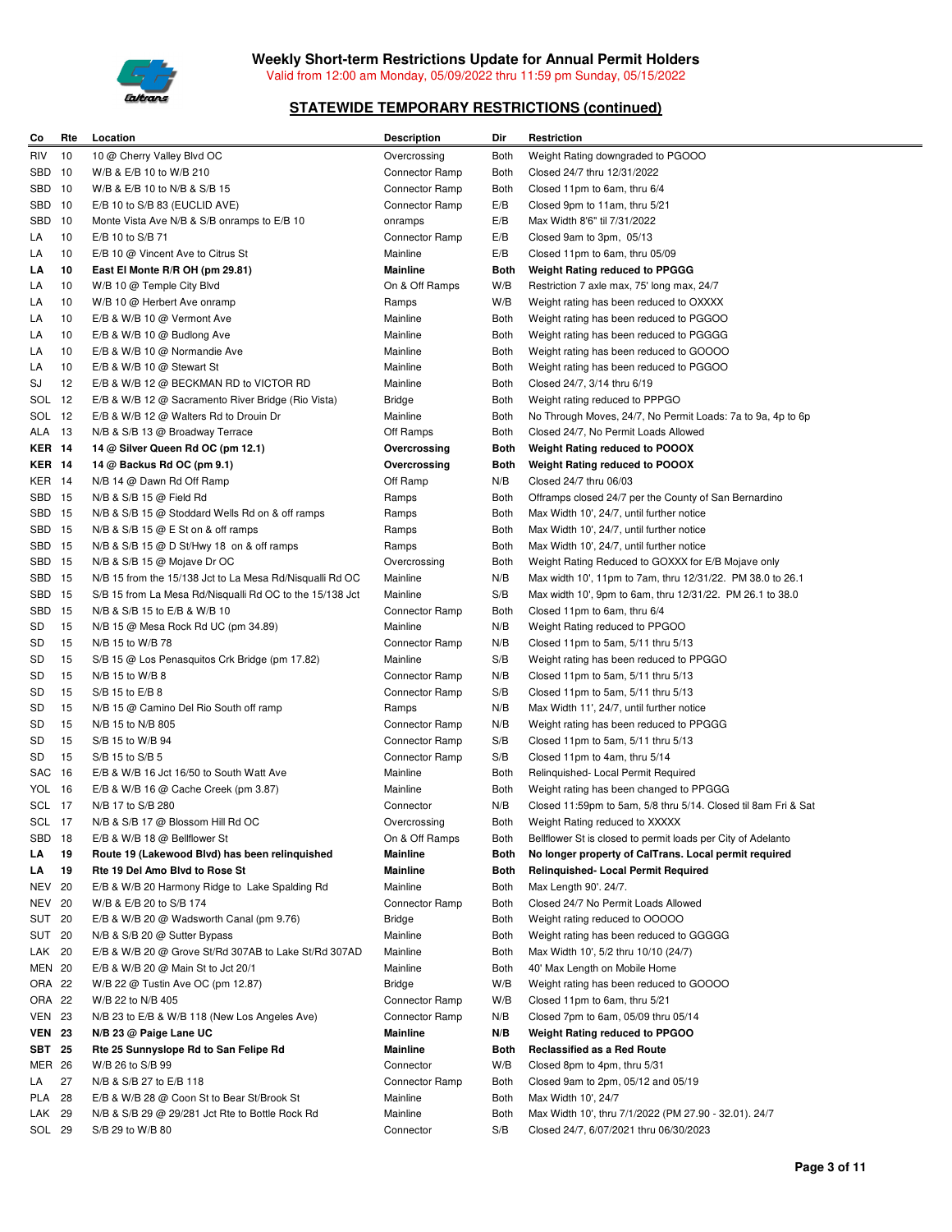### Weekly Short-term Restrictions Update for Annual Permit Holders

Valid from 12:00 am Monday, 05/09/2022 thru 11:59 pm Sunday, 05/15/2022

## STATEWIDE TEMPORARY RESTRICTIONS (continued)

| Co | Rte | Location | Description | Dir | Restriction |
|---|---|---|---|---|---|
| RIV | 10 | 10 @ Cherry Valley Blvd OC | Overcrossing | Both | Weight Rating downgraded to PGOOO |
| SBD | 10 | W/B & E/B 10 to W/B 210 | Connector Ramp | Both | Closed 24/7 thru 12/31/2022 |
| SBD | 10 | W/B & E/B 10 to N/B & S/B 15 | Connector Ramp | Both | Closed 11pm to 6am, thru 6/4 |
| SBD | 10 | E/B 10 to S/B 83 (EUCLID AVE) | Connector Ramp | E/B | Closed 9pm to 11am, thru 5/21 |
| SBD | 10 | Monte Vista Ave N/B & S/B onramps to E/B 10 | onramps | E/B | Max Width 8'6" til 7/31/2022 |
| LA | 10 | E/B 10 to S/B 71 | Connector Ramp | E/B | Closed 9am to 3pm, 05/13 |
| LA | 10 | E/B 10 @ Vincent Ave to Citrus St | Mainline | E/B | Closed 11pm to 6am, thru 05/09 |
| **LA** | **10** | **East El Monte R/R OH (pm 29.81)** | **Mainline** | **Both** | **Weight Rating reduced to PPGGG** |
| LA | 10 | W/B 10 @ Temple City Blvd | On & Off Ramps | W/B | Restriction 7 axle max, 75' long max, 24/7 |
| LA | 10 | W/B 10 @ Herbert Ave onramp | Ramps | W/B | Weight rating has been reduced to OXXXX |
| LA | 10 | E/B & W/B 10 @ Vermont Ave | Mainline | Both | Weight rating has been reduced to PGGOO |
| LA | 10 | E/B & W/B 10 @ Budlong Ave | Mainline | Both | Weight rating has been reduced to PGGGG |
| LA | 10 | E/B & W/B 10 @ Normandie Ave | Mainline | Both | Weight rating has been reduced to GOOOO |
| LA | 10 | E/B & W/B 10 @ Stewart St | Mainline | Both | Weight rating has been reduced to PGGOO |
| SJ | 12 | E/B & W/B 12 @ BECKMAN RD to VICTOR RD | Mainline | Both | Closed 24/7, 3/14 thru 6/19 |
| SOL | 12 | E/B & W/B 12 @ Sacramento River Bridge (Rio Vista) | Bridge | Both | Weight rating reduced to PPPGO |
| SOL | 12 | E/B & W/B 12 @ Walters Rd to Drouin Dr | Mainline | Both | No Through Moves, 24/7, No Permit Loads: 7a to 9a, 4p to 6p |
| ALA | 13 | N/B & S/B 13 @ Broadway Terrace | Off Ramps | Both | Closed 24/7, No Permit Loads Allowed |
| **KER** | **14** | **14 @ Silver Queen Rd OC (pm 12.1)** | **Overcrossing** | **Both** | **Weight Rating reduced to POOOX** |
| **KER** | **14** | **14 @ Backus Rd OC (pm 9.1)** | **Overcrossing** | **Both** | **Weight Rating reduced to POOOX** |
| KER | 14 | N/B 14 @ Dawn Rd Off Ramp | Off Ramp | N/B | Closed 24/7 thru 06/03 |
| SBD | 15 | N/B & S/B 15 @ Field Rd | Ramps | Both | Offramps closed 24/7 per the County of San Bernardino |
| SBD | 15 | N/B & S/B 15 @ Stoddard Wells Rd on & off ramps | Ramps | Both | Max Width 10', 24/7, until further notice |
| SBD | 15 | N/B & S/B 15 @ E St on & off ramps | Ramps | Both | Max Width 10', 24/7, until further notice |
| SBD | 15 | N/B & S/B 15 @ D St/Hwy 18 on & off ramps | Ramps | Both | Max Width 10', 24/7, until further notice |
| SBD | 15 | N/B & S/B 15 @ Mojave Dr OC | Overcrossing | Both | Weight Rating Reduced to GOXXX for E/B Mojave only |
| SBD | 15 | N/B 15 from the 15/138 Jct to La Mesa Rd/Nisqualli Rd OC | Mainline | N/B | Max width 10', 11pm to 7am, thru 12/31/22. PM 38.0 to 26.1 |
| SBD | 15 | S/B 15 from La Mesa Rd/Nisqualli Rd OC to the 15/138 Jct | Mainline | S/B | Max width 10', 9pm to 6am, thru 12/31/22. PM 26.1 to 38.0 |
| SBD | 15 | N/B & S/B 15 to E/B & W/B 10 | Connector Ramp | Both | Closed 11pm to 6am, thru 6/4 |
| SD | 15 | N/B 15 @ Mesa Rock Rd UC (pm 34.89) | Mainline | N/B | Weight Rating reduced to PPGOO |
| SD | 15 | N/B 15 to W/B 78 | Connector Ramp | N/B | Closed 11pm to 5am, 5/11 thru 5/13 |
| SD | 15 | S/B 15 @ Los Penasquitos Crk Bridge (pm 17.82) | Mainline | S/B | Weight rating has been reduced to PPGGO |
| SD | 15 | N/B 15 to W/B 8 | Connector Ramp | N/B | Closed 11pm to 5am, 5/11 thru 5/13 |
| SD | 15 | S/B 15 to E/B 8 | Connector Ramp | S/B | Closed 11pm to 5am, 5/11 thru 5/13 |
| SD | 15 | N/B 15 @ Camino Del Rio South off ramp | Ramps | N/B | Max Width 11', 24/7, until further notice |
| SD | 15 | N/B 15 to N/B 805 | Connector Ramp | N/B | Weight rating has been reduced to PPGGG |
| SD | 15 | S/B 15 to W/B 94 | Connector Ramp | S/B | Closed 11pm to 5am, 5/11 thru 5/13 |
| SD | 15 | S/B 15 to S/B 5 | Connector Ramp | S/B | Closed 11pm to 4am, thru 5/14 |
| SAC | 16 | E/B & W/B 16 Jct 16/50 to South Watt Ave | Mainline | Both | Relinquished- Local Permit Required |
| YOL | 16 | E/B & W/B 16 @ Cache Creek (pm 3.87) | Mainline | Both | Weight rating has been changed to PPGGG |
| SCL | 17 | N/B 17 to S/B 280 | Connector | N/B | Closed 11:59pm to 5am, 5/8 thru 5/14. Closed til 8am Fri & Sat |
| SCL | 17 | N/B & S/B 17 @ Blossom Hill Rd OC | Overcrossing | Both | Weight Rating reduced to XXXXX |
| SBD | 18 | E/B & W/B 18 @ Bellflower St | On & Off Ramps | Both | Bellflower St is closed to permit loads per City of Adelanto |
| **LA** | **19** | **Route 19 (Lakewood Blvd) has been relinquished** | **Mainline** | **Both** | **No longer property of CalTrans. Local permit required** |
| **LA** | **19** | **Rte 19 Del Amo Blvd to Rose St** | **Mainline** | **Both** | **Relinquished- Local Permit Required** |
| NEV | 20 | E/B & W/B 20 Harmony Ridge to Lake Spalding Rd | Mainline | Both | Max Length 90'. 24/7. |
| NEV | 20 | W/B & E/B 20 to S/B 174 | Connector Ramp | Both | Closed 24/7 No Permit Loads Allowed |
| SUT | 20 | E/B & W/B 20 @ Wadsworth Canal (pm 9.76) | Bridge | Both | Weight rating reduced to OOOOO |
| SUT | 20 | N/B & S/B 20 @ Sutter Bypass | Mainline | Both | Weight rating has been reduced to GGGGG |
| LAK | 20 | E/B & W/B 20 @ Grove St/Rd 307AB to Lake St/Rd 307AD | Mainline | Both | Max Width 10', 5/2 thru 10/10 (24/7) |
| MEN | 20 | E/B & W/B 20 @ Main St to Jct 20/1 | Mainline | Both | 40' Max Length on Mobile Home |
| ORA | 22 | W/B 22 @ Tustin Ave OC (pm 12.87) | Bridge | W/B | Weight rating has been reduced to GOOOO |
| ORA | 22 | W/B 22 to N/B 405 | Connector Ramp | W/B | Closed 11pm to 6am, thru 5/21 |
| VEN | 23 | N/B 23 to E/B & W/B 118 (New Los Angeles Ave) | Connector Ramp | N/B | Closed 7pm to 6am, 05/09 thru 05/14 |
| **VEN** | **23** | **N/B 23 @ Paige Lane UC** | **Mainline** | **N/B** | **Weight Rating reduced to PPGOO** |
| **SBT** | **25** | **Rte 25 Sunnyslope Rd to San Felipe Rd** | **Mainline** | **Both** | **Reclassified as a Red Route** |
| MER | 26 | W/B 26 to S/B 99 | Connector | W/B | Closed 8pm to 4pm, thru 5/31 |
| LA | 27 | N/B & S/B 27 to E/B 118 | Connector Ramp | Both | Closed 9am to 2pm, 05/12 and 05/19 |
| PLA | 28 | E/B & W/B 28 @ Coon St to Bear St/Brook St | Mainline | Both | Max Width 10', 24/7 |
| LAK | 29 | N/B & S/B 29 @ 29/281 Jct Rte to Bottle Rock Rd | Mainline | Both | Max Width 10', thru 7/1/2022 (PM 27.90 - 32.01). 24/7 |
| SOL | 29 | S/B 29 to W/B 80 | Connector | S/B | Closed 24/7, 6/07/2021 thru 06/30/2023 |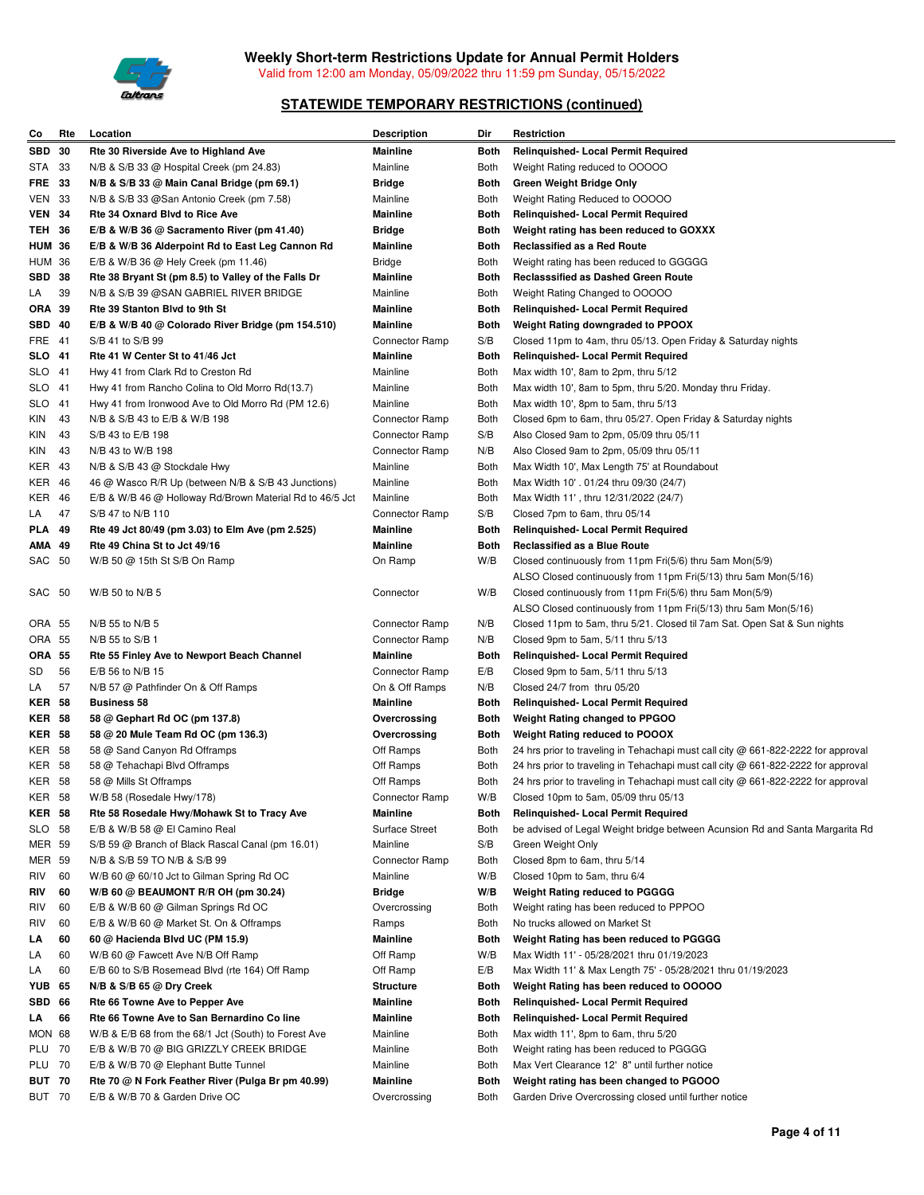# Weekly Short-term Restrictions Update for Annual Permit Holders

Valid from 12:00 am Monday, 05/09/2022 thru 11:59 pm Sunday, 05/15/2022

## STATEWIDE TEMPORARY RESTRICTIONS (continued)

| Co | Rte | Location | Description | Dir | Restriction |
|---|---|---|---|---|---|
| **SBD** | **30** | **Rte 30 Riverside Ave to Highland Ave** | **Mainline** | **Both** | **Relinquished- Local Permit Required** |
| STA | 33 | N/B & S/B 33 @ Hospital Creek (pm 24.83) | Mainline | Both | Weight Rating reduced to OOOOO |
| **FRE** | **33** | **N/B & S/B 33 @ Main Canal Bridge (pm 69.1)** | **Bridge** | **Both** | **Green Weight Bridge Only** |
| VEN | 33 | N/B & S/B 33 @San Antonio Creek (pm 7.58) | Mainline | Both | Weight Rating Reduced to OOOOO |
| **VEN** | **34** | **Rte 34 Oxnard Blvd to Rice Ave** | **Mainline** | **Both** | **Relinquished- Local Permit Required** |
| **TEH** | **36** | **E/B & W/B 36 @ Sacramento River (pm 41.40)** | **Bridge** | **Both** | **Weight rating has been reduced to GOXXX** |
| **HUM** | **36** | **E/B & W/B 36 Alderpoint Rd to East Leg Cannon Rd** | **Mainline** | **Both** | **Reclassified as a Red Route** |
| HUM | 36 | E/B & W/B 36 @ Hely Creek (pm 11.46) | Bridge | Both | Weight rating has been reduced to GGGGG |
| **SBD** | **38** | **Rte 38 Bryant St (pm 8.5) to Valley of the Falls Dr** | **Mainline** | **Both** | **Reclasssified as Dashed Green Route** |
| LA | 39 | N/B & S/B 39 @SAN GABRIEL RIVER BRIDGE | Mainline | Both | Weight Rating Changed to OOOOO |
| **ORA** | **39** | **Rte 39 Stanton Blvd to 9th St** | **Mainline** | **Both** | **Relinquished- Local Permit Required** |
| **SBD** | **40** | **E/B & W/B 40 @ Colorado River Bridge (pm 154.510)** | **Mainline** | **Both** | **Weight Rating downgraded to PPOOX** |
| FRE | 41 | S/B 41 to S/B 99 | Connector Ramp | S/B | Closed 11pm to 4am, thru 05/13. Open Friday & Saturday nights |
| **SLO** | **41** | **Rte 41 W Center St to 41/46 Jct** | **Mainline** | **Both** | **Relinquished- Local Permit Required** |
| SLO | 41 | Hwy 41 from Clark Rd to Creston Rd | Mainline | Both | Max width 10', 8am to 2pm, thru 5/12 |
| SLO | 41 | Hwy 41 from Rancho Colina to Old Morro Rd(13.7) | Mainline | Both | Max width 10', 8am to 5pm, thru 5/20. Monday thru Friday. |
| SLO | 41 | Hwy 41 from Ironwood Ave to Old Morro Rd (PM 12.6) | Mainline | Both | Max width 10', 8pm to 5am, thru 5/13 |
| KIN | 43 | N/B & S/B 43 to E/B & W/B 198 | Connector Ramp | Both | Closed 6pm to 6am, thru 05/27. Open Friday & Saturday nights |
| KIN | 43 | S/B 43 to E/B 198 | Connector Ramp | S/B | Also Closed 9am to 2pm, 05/09 thru 05/11 |
| KIN | 43 | N/B 43 to W/B 198 | Connector Ramp | N/B | Also Closed 9am to 2pm, 05/09 thru 05/11 |
| KER | 43 | N/B & S/B 43 @ Stockdale Hwy | Mainline | Both | Max Width 10', Max Length 75' at Roundabout |
| KER | 46 | 46 @ Wasco R/R Up (between N/B & S/B 43 Junctions) | Mainline | Both | Max Width 10' . 01/24 thru 09/30 (24/7) |
| KER | 46 | E/B & W/B 46 @ Holloway Rd/Brown Material Rd to 46/5 Jct | Mainline | Both | Max Width 11' , thru 12/31/2022 (24/7) |
| LA | 47 | S/B 47 to N/B 110 | Connector Ramp | S/B | Closed 7pm to 6am, thru 05/14 |
| **PLA** | **49** | **Rte 49 Jct 80/49 (pm 3.03) to Elm Ave (pm 2.525)** | **Mainline** | **Both** | **Relinquished- Local Permit Required** |
| **AMA** | **49** | **Rte 49 China St to Jct 49/16** | **Mainline** | **Both** | **Reclassified as a Blue Route** |
| SAC | 50 | W/B 50 @ 15th St S/B On Ramp | On Ramp | W/B | Closed continuously from 11pm Fri(5/6) thru 5am Mon(5/9) ALSO Closed continuously from 11pm Fri(5/13) thru 5am Mon(5/16) |
| SAC | 50 | W/B 50 to N/B 5 | Connector | W/B | Closed continuously from 11pm Fri(5/6) thru 5am Mon(5/9) ALSO Closed continuously from 11pm Fri(5/13) thru 5am Mon(5/16) |
| ORA | 55 | N/B 55 to N/B 5 | Connector Ramp | N/B | Closed 11pm to 5am, thru 5/21. Closed til 7am Sat. Open Sat & Sun nights |
| ORA | 55 | N/B 55 to S/B 1 | Connector Ramp | N/B | Closed 9pm to 5am, 5/11 thru 5/13 |
| **ORA** | **55** | **Rte 55 Finley Ave to Newport Beach Channel** | **Mainline** | **Both** | **Relinquished- Local Permit Required** |
| SD | 56 | E/B 56 to N/B 15 | Connector Ramp | E/B | Closed 9pm to 5am, 5/11 thru 5/13 |
| LA | 57 | N/B 57 @ Pathfinder On & Off Ramps | On & Off Ramps | N/B | Closed 24/7 from thru 05/20 |
| **KER** | **58** | **Business 58** | **Mainline** | **Both** | **Relinquished- Local Permit Required** |
| **KER** | **58** | **58 @ Gephart Rd OC (pm 137.8)** | **Overcrossing** | **Both** | **Weight Rating changed to PPGOO** |
| **KER** | **58** | **58 @ 20 Mule Team Rd OC (pm 136.3)** | **Overcrossing** | **Both** | **Weight Rating reduced to POOOX** |
| KER | 58 | 58 @ Sand Canyon Rd Offramps | Off Ramps | Both | 24 hrs prior to traveling in Tehachapi must call city @ 661-822-2222 for approval |
| KER | 58 | 58 @ Tehachapi Blvd Offramps | Off Ramps | Both | 24 hrs prior to traveling in Tehachapi must call city @ 661-822-2222 for approval |
| KER | 58 | 58 @ Mills St Offramps | Off Ramps | Both | 24 hrs prior to traveling in Tehachapi must call city @ 661-822-2222 for approval |
| KER | 58 | W/B 58 (Rosedale Hwy/178) | Connector Ramp | W/B | Closed 10pm to 5am, 05/09 thru 05/13 |
| **KER** | **58** | **Rte 58 Rosedale Hwy/Mohawk St to Tracy Ave** | **Mainline** | **Both** | **Relinquished- Local Permit Required** |
| SLO | 58 | E/B & W/B 58 @ El Camino Real | Surface Street | Both | be advised of Legal Weight bridge between Acunsion Rd and Santa Margarita Rd |
| MER | 59 | S/B 59 @ Branch of Black Rascal Canal (pm 16.01) | Mainline | S/B | Green Weight Only |
| MER | 59 | N/B & S/B 59 TO N/B & S/B 99 | Connector Ramp | Both | Closed 8pm to 6am, thru 5/14 |
| RIV | 60 | W/B 60 @ 60/10 Jct to Gilman Spring Rd OC | Mainline | W/B | Closed 10pm to 5am, thru 6/4 |
| **RIV** | **60** | **W/B 60 @ BEAUMONT R/R OH (pm 30.24)** | **Bridge** | **W/B** | **Weight Rating reduced to PGGGG** |
| RIV | 60 | E/B & W/B 60 @ Gilman Springs Rd OC | Overcrossing | Both | Weight rating has been reduced to PPPOO |
| RIV | 60 | E/B & W/B 60 @ Market St. On & Offramps | Ramps | Both | No trucks allowed on Market St |
| **LA** | **60** | **60 @ Hacienda Blvd UC (PM 15.9)** | **Mainline** | **Both** | **Weight Rating has been reduced to PGGGG** |
| LA | 60 | W/B 60 @ Fawcett Ave N/B Off Ramp | Off Ramp | W/B | Max Width 11' - 05/28/2021 thru 01/19/2023 |
| LA | 60 | E/B 60 to S/B Rosemead Blvd (rte 164) Off Ramp | Off Ramp | E/B | Max Width 11' & Max Length 75' - 05/28/2021 thru 01/19/2023 |
| **YUB** | **65** | **N/B & S/B 65 @ Dry Creek** | **Structure** | **Both** | **Weight Rating has been reduced to OOOOO** |
| **SBD** | **66** | **Rte 66 Towne Ave to Pepper Ave** | **Mainline** | **Both** | **Relinquished- Local Permit Required** |
| **LA** | **66** | **Rte 66 Towne Ave to San Bernardino Co line** | **Mainline** | **Both** | **Relinquished- Local Permit Required** |
| MON | 68 | W/B & E/B 68 from the 68/1 Jct (South) to Forest Ave | Mainline | Both | Max width 11', 8pm to 6am, thru 5/20 |
| PLU | 70 | E/B & W/B 70 @ BIG GRIZZLY CREEK BRIDGE | Mainline | Both | Weight rating has been reduced to PGGGG |
| PLU | 70 | E/B & W/B 70 @ Elephant Butte Tunnel | Mainline | Both | Max Vert Clearance 12' 8" until further notice |
| **BUT** | **70** | **Rte 70 @ N Fork Feather River (Pulga Br pm 40.99)** | **Mainline** | **Both** | **Weight rating has been changed to PGOOO** |
| BUT | 70 | E/B & W/B 70 & Garden Drive OC | Overcrossing | Both | Garden Drive Overcrossing closed until further notice |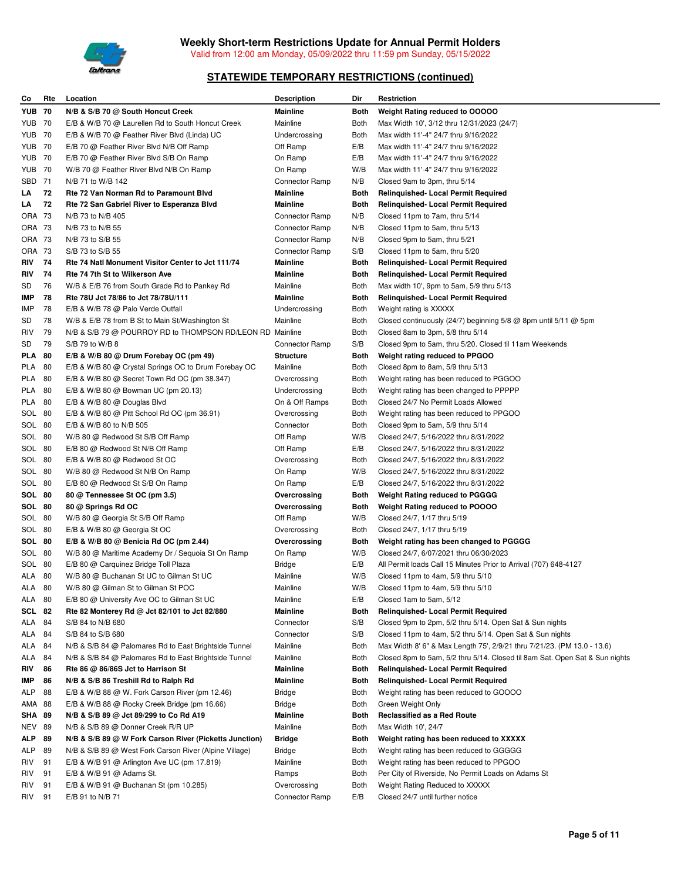# Weekly Short-term Restrictions Update for Annual Permit Holders

Valid from 12:00 am Monday, 05/09/2022 thru 11:59 pm Sunday, 05/15/2022

## STATEWIDE TEMPORARY RESTRICTIONS (continued)

| Co | Rte | Location | Description | Dir | Restriction |
|---|---|---|---|---|---|
| **YUB** | **70** | **N/B & S/B 70 @ South Honcut Creek** | **Mainline** | **Both** | **Weight Rating reduced to OOOOO** |
| YUB | 70 | E/B & W/B 70 @ Laurellen Rd to South Honcut Creek | Mainline | Both | Max Width 10', 3/12 thru 12/31/2023 (24/7) |
| YUB | 70 | E/B & W/B 70 @ Feather River Blvd (Linda) UC | Undercrossing | Both | Max width 11'-4" 24/7 thru 9/16/2022 |
| YUB | 70 | E/B 70 @ Feather River Blvd N/B Off Ramp | Off Ramp | E/B | Max width 11'-4" 24/7 thru 9/16/2022 |
| YUB | 70 | E/B 70 @ Feather River Blvd S/B On Ramp | On Ramp | E/B | Max width 11'-4" 24/7 thru 9/16/2022 |
| YUB | 70 | W/B 70 @ Feather River Blvd N/B On Ramp | On Ramp | W/B | Max width 11'-4" 24/7 thru 9/16/2022 |
| SBD | 71 | N/B 71 to W/B 142 | Connector Ramp | N/B | Closed 9am to 3pm, thru 5/14 |
| **LA** | **72** | **Rte 72 Van Norman Rd to Paramount Blvd** | **Mainline** | **Both** | **Relinquished- Local Permit Required** |
| **LA** | **72** | **Rte 72 San Gabriel River to Esperanza Blvd** | **Mainline** | **Both** | **Relinquished- Local Permit Required** |
| ORA | 73 | N/B 73 to N/B 405 | Connector Ramp | N/B | Closed 11pm to 7am, thru 5/14 |
| ORA | 73 | N/B 73 to N/B 55 | Connector Ramp | N/B | Closed 11pm to 5am, thru 5/13 |
| ORA | 73 | N/B 73 to S/B 55 | Connector Ramp | N/B | Closed 9pm to 5am, thru 5/21 |
| ORA | 73 | S/B 73 to S/B 55 | Connector Ramp | S/B | Closed 11pm to 5am, thru 5/20 |
| **RIV** | **74** | **Rte 74 Natl Monument Visitor Center to Jct 111/74** | **Mainline** | **Both** | **Relinquished- Local Permit Required** |
| **RIV** | **74** | **Rte 74 7th St to Wilkerson Ave** | **Mainline** | **Both** | **Relinquished- Local Permit Required** |
| SD | 76 | W/B & E/B 76 from South Grade Rd to Pankey Rd | Mainline | Both | Max width 10', 9pm to 5am, 5/9 thru 5/13 |
| **IMP** | **78** | **Rte 78U Jct 78/86 to Jct 78/78U/111** | **Mainline** | **Both** | **Relinquished- Local Permit Required** |
| IMP | 78 | E/B & W/B 78 @ Palo Verde Outfall | Undercrossing | Both | Weight rating is XXXXX |
| SD | 78 | W/B & E/B 78 from B St to Main St/Washington St | Mainline | Both | Closed continuously (24/7) beginning 5/8 @ 8pm until 5/11 @ 5pm |
| RIV | 79 | N/B & S/B 79 @ POURROY RD to THOMPSON RD/LEON RD | Mainline | Both | Closed 8am to 3pm, 5/8 thru 5/14 |
| SD | 79 | S/B 79 to W/B 8 | Connector Ramp | S/B | Closed 9pm to 5am, thru 5/20. Closed til 11am Weekends |
| **PLA** | **80** | **E/B & W/B 80 @ Drum Forebay OC (pm 49)** | **Structure** | **Both** | **Weight rating reduced to PPGOO** |
| PLA | 80 | E/B & W/B 80 @ Crystal Springs OC to Drum Forebay OC | Mainline | Both | Closed 8pm to 8am, 5/9 thru 5/13 |
| PLA | 80 | E/B & W/B 80 @ Secret Town Rd OC (pm 38.347) | Overcrossing | Both | Weight rating has been reduced to PGGOO |
| PLA | 80 | E/B & W/B 80 @ Bowman UC (pm 20.13) | Undercrossing | Both | Weight rating has been changed to PPPPP |
| PLA | 80 | E/B & W/B 80 @ Douglas Blvd | On & Off Ramps | Both | Closed 24/7 No Permit Loads Allowed |
| SOL | 80 | E/B & W/B 80 @ Pitt School Rd OC (pm 36.91) | Overcrossing | Both | Weight rating has been reduced to PPGOO |
| SOL | 80 | E/B & W/B 80 to N/B 505 | Connector | Both | Closed 9pm to 5am, 5/9 thru 5/14 |
| SOL | 80 | W/B 80 @ Redwood St S/B Off Ramp | Off Ramp | W/B | Closed 24/7, 5/16/2022 thru 8/31/2022 |
| SOL | 80 | E/B 80 @ Redwood St N/B Off Ramp | Off Ramp | E/B | Closed 24/7, 5/16/2022 thru 8/31/2022 |
| SOL | 80 | E/B & W/B 80 @ Redwood St OC | Overcrossing | Both | Closed 24/7, 5/16/2022 thru 8/31/2022 |
| SOL | 80 | W/B 80 @ Redwood St N/B On Ramp | On Ramp | W/B | Closed 24/7, 5/16/2022 thru 8/31/2022 |
| SOL | 80 | E/B 80 @ Redwood St S/B On Ramp | On Ramp | E/B | Closed 24/7, 5/16/2022 thru 8/31/2022 |
| **SOL** | **80** | **80 @ Tennessee St OC (pm 3.5)** | **Overcrossing** | **Both** | **Weight Rating reduced to PGGGG** |
| **SOL** | **80** | **80 @ Springs Rd OC** | **Overcrossing** | **Both** | **Weight Rating reduced to POOOO** |
| SOL | 80 | W/B 80 @ Georgia St S/B Off Ramp | Off Ramp | W/B | Closed 24/7, 1/17 thru 5/19 |
| SOL | 80 | E/B & W/B 80 @ Georgia St OC | Overcrossing | Both | Closed 24/7, 1/17 thru 5/19 |
| **SOL** | **80** | **E/B & W/B 80 @ Benicia Rd OC (pm 2.44)** | **Overcrossing** | **Both** | **Weight rating has been changed to PGGGG** |
| SOL | 80 | W/B 80 @ Maritime Academy Dr / Sequoia St On Ramp | On Ramp | W/B | Closed 24/7, 6/07/2021 thru 06/30/2023 |
| SOL | 80 | E/B 80 @ Carquinez Bridge Toll Plaza | Bridge | E/B | All Permit loads Call 15 Minutes Prior to Arrival (707) 648-4127 |
| ALA | 80 | W/B 80 @ Buchanan St UC to Gilman St UC | Mainline | W/B | Closed 11pm to 4am, 5/9 thru 5/10 |
| ALA | 80 | W/B 80 @ Gilman St to Gilman St POC | Mainline | W/B | Closed 11pm to 4am, 5/9 thru 5/10 |
| ALA | 80 | E/B 80 @ University Ave OC to Gilman St UC | Mainline | E/B | Closed 1am to 5am, 5/12 |
| **SCL** | **82** | **Rte 82 Monterey Rd @ Jct 82/101 to Jct 82/880** | **Mainline** | **Both** | **Relinquished- Local Permit Required** |
| ALA | 84 | S/B 84 to N/B 680 | Connector | S/B | Closed 9pm to 2pm, 5/2 thru 5/14. Open Sat & Sun nights |
| ALA | 84 | S/B 84 to S/B 680 | Connector | S/B | Closed 11pm to 4am, 5/2 thru 5/14. Open Sat & Sun nights |
| ALA | 84 | N/B & S/B 84 @ Palomares Rd to East Brightside Tunnel | Mainline | Both | Max Width 8' 6" & Max Length 75', 2/9/21 thru 7/21/23. (PM 13.0 - 13.6) |
| ALA | 84 | N/B & S/B 84 @ Palomares Rd to East Brightside Tunnel | Mainline | Both | Closed 8pm to 5am, 5/2 thru 5/14. Closed til 8am Sat. Open Sat & Sun nights |
| **RIV** | **86** | **Rte 86 @ 86/86S Jct to Harrison St** | **Mainline** | **Both** | **Relinquished- Local Permit Required** |
| **IMP** | **86** | **N/B & S/B 86 Treshill Rd to Ralph Rd** | **Mainline** | **Both** | **Relinquished- Local Permit Required** |
| ALP | 88 | E/B & W/B 88 @ W. Fork Carson River (pm 12.46) | Bridge | Both | Weight rating has been reduced to GOOOO |
| AMA | 88 | E/B & W/B 88 @ Rocky Creek Bridge (pm 16.66) | Bridge | Both | Green Weight Only |
| **SHA** | **89** | **N/B & S/B 89 @ Jct 89/299 to Co Rd A19** | **Mainline** | **Both** | **Reclassified as a Red Route** |
| NEV | 89 | N/B & S/B 89 @ Donner Creek R/R UP | Mainline | Both | Max Width 10', 24/7 |
| **ALP** | **89** | **N/B & S/B 89 @ W Fork Carson River (Picketts Junction)** | **Bridge** | **Both** | **Weight rating has been reduced to XXXXX** |
| ALP | 89 | N/B & S/B 89 @ West Fork Carson River (Alpine Village) | Bridge | Both | Weight rating has been reduced to GGGGG |
| RIV | 91 | E/B & W/B 91 @ Arlington Ave UC (pm 17.819) | Mainline | Both | Weight rating has been reduced to PPGOO |
| RIV | 91 | E/B & W/B 91 @ Adams St. | Ramps | Both | Per City of Riverside, No Permit Loads on Adams St |
| RIV | 91 | E/B & W/B 91 @ Buchanan St (pm 10.285) | Overcrossing | Both | Weight Rating Reduced to XXXXX |
| RIV | 91 | E/B 91 to N/B 71 | Connector Ramp | E/B | Closed 24/7 until further notice |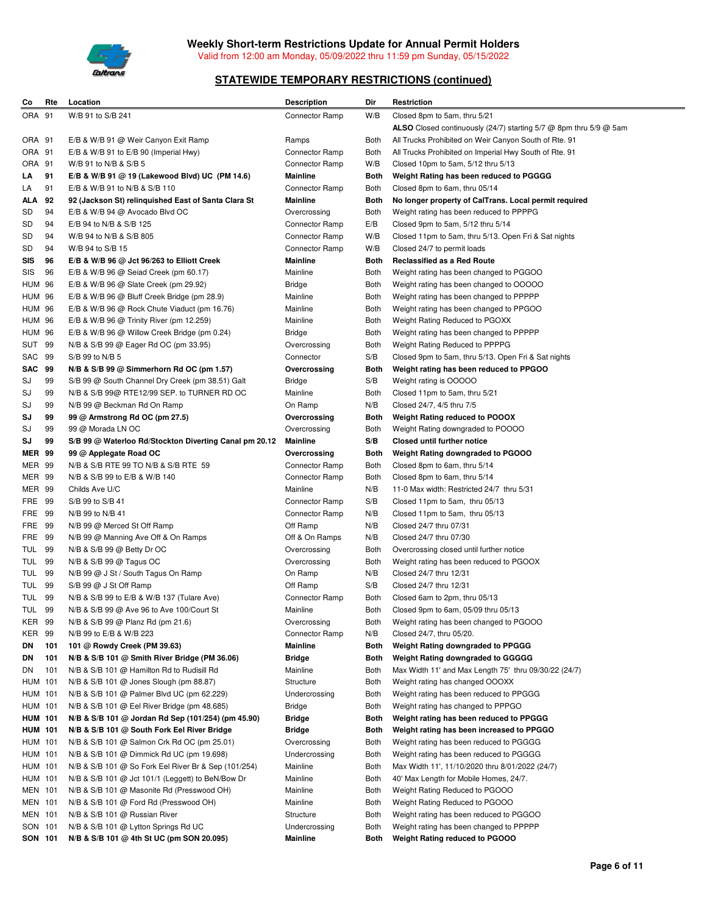## Weekly Short-term Restrictions Update for Annual Permit Holders

Valid from 12:00 am Monday, 05/09/2022 thru 11:59 pm Sunday, 05/15/2022

### STATEWIDE TEMPORARY RESTRICTIONS (continued)

| Co | Rte | Location | Description | Dir | Restriction |
|---|---|---|---|---|---|
| ORA | 91 | W/B 91 to S/B 241 | Connector Ramp | W/B | Closed 8pm to 5am, thru 5/21 |
| | | | | | **ALSO** Closed continuously (24/7) starting 5/7 @ 8pm thru 5/9 @ 5am |
| ORA | 91 | E/B & W/B 91 @ Weir Canyon Exit Ramp | Ramps | Both | All Trucks Prohibited on Weir Canyon South of Rte. 91 |
| ORA | 91 | E/B & W/B 91 to E/B 90 (Imperial Hwy) | Connector Ramp | Both | All Trucks Prohibited on Imperial Hwy South of Rte. 91 |
| ORA | 91 | W/B 91 to N/B & S/B 5 | Connector Ramp | W/B | Closed 10pm to 5am, 5/12 thru 5/13 |
| **LA** | **91** | **E/B & W/B 91 @ 19 (Lakewood Blvd) UC (PM 14.6)** | **Mainline** | **Both** | **Weight Rating has been reduced to PGGGG** |
| LA | 91 | E/B & W/B 91 to N/B & S/B 110 | Connector Ramp | Both | Closed 8pm to 6am, thru 05/14 |
| **ALA** | **92** | **92 (Jackson St) relinquished East of Santa Clara St** | **Mainline** | **Both** | **No longer property of CalTrans. Local permit required** |
| SD | 94 | E/B & W/B 94 @ Avocado Blvd OC | Overcrossing | Both | Weight rating has been reduced to PPPPG |
| SD | 94 | E/B 94 to N/B & S/B 125 | Connector Ramp | E/B | Closed 9pm to 5am, 5/12 thru 5/14 |
| SD | 94 | W/B 94 to N/B & S/B 805 | Connector Ramp | W/B | Closed 11pm to 5am, thru 5/13. Open Fri & Sat nights |
| SD | 94 | W/B 94 to S/B 15 | Connector Ramp | W/B | Closed 24/7 to permit loads |
| **SIS** | **96** | **E/B & W/B 96 @ Jct 96/263 to Elliott Creek** | **Mainline** | **Both** | **Reclassified as a Red Route** |
| SIS | 96 | E/B & W/B 96 @ Seiad Creek (pm 60.17) | Mainline | Both | Weight rating has been changed to PGGOO |
| HUM | 96 | E/B & W/B 96 @ Slate Creek (pm 29.92) | Bridge | Both | Weight rating has been changed to OOOOO |
| HUM | 96 | E/B & W/B 96 @ Bluff Creek Bridge (pm 28.9) | Mainline | Both | Weight rating has been changed to PPPPP |
| HUM | 96 | E/B & W/B 96 @ Rock Chute Viaduct (pm 16.76) | Mainline | Both | Weight rating has been changed to PPGOO |
| HUM | 96 | E/B & W/B 96 @ Trinity River (pm 12.259) | Mainline | Both | Weight Rating Reduced to PGOXX |
| HUM | 96 | E/B & W/B 96 @ Willow Creek Bridge (pm 0.24) | Bridge | Both | Weight rating has been changed to PPPPP |
| SUT | 99 | N/B & S/B 99 @ Eager Rd OC (pm 33.95) | Overcrossing | Both | Weight Rating Reduced to PPPPG |
| SAC | 99 | S/B 99 to N/B 5 | Connector | S/B | Closed 9pm to 5am, thru 5/13. Open Fri & Sat nights |
| **SAC** | **99** | **N/B & S/B 99 @ Simmerhorn Rd OC (pm 1.57)** | **Overcrossing** | **Both** | **Weight rating has been reduced to PPGOO** |
| SJ | 99 | S/B 99 @ South Channel Dry Creek (pm 38.51) Galt | Bridge | S/B | Weight rating is OOOOO |
| SJ | 99 | N/B & S/B 99@ RTE12/99 SEP. to TURNER RD OC | Mainline | Both | Closed 11pm to 5am, thru 5/21 |
| SJ | 99 | N/B 99 @ Beckman Rd On Ramp | On Ramp | N/B | Closed 24/7, 4/5 thru 7/5 |
| **SJ** | **99** | **99 @ Armstrong Rd OC (pm 27.5)** | **Overcrossing** | **Both** | **Weight Rating reduced to POOOX** |
| SJ | 99 | 99 @ Morada LN OC | Overcrossing | Both | Weight Rating downgraded to POOOO |
| **SJ** | **99** | **S/B 99 @ Waterloo Rd/Stockton Diverting Canal pm 20.12** | **Mainline** | **S/B** | **Closed until further notice** |
| **MER** | **99** | **99 @ Applegate Road OC** | **Overcrossing** | **Both** | **Weight Rating downgraded to PGOOO** |
| MER | 99 | N/B & S/B RTE 99 TO N/B & S/B RTE 59 | Connector Ramp | Both | Closed 8pm to 6am, thru 5/14 |
| MER | 99 | N/B & S/B 99 to E/B & W/B 140 | Connector Ramp | Both | Closed 8pm to 6am, thru 5/14 |
| MER | 99 | Childs Ave U/C | Mainline | N/B | 11-0 Max width: Restricted 24/7 thru 5/31 |
| FRE | 99 | S/B 99 to S/B 41 | Connector Ramp | S/B | Closed 11pm to 5am, thru 05/13 |
| FRE | 99 | N/B 99 to N/B 41 | Connector Ramp | N/B | Closed 11pm to 5am, thru 05/13 |
| FRE | 99 | N/B 99 @ Merced St Off Ramp | Off Ramp | N/B | Closed 24/7 thru 07/31 |
| FRE | 99 | N/B 99 @ Manning Ave Off & On Ramps | Off & On Ramps | N/B | Closed 24/7 thru 07/30 |
| TUL | 99 | N/B & S/B 99 @ Betty Dr OC | Overcrossing | Both | Overcrossing closed until further notice |
| TUL | 99 | N/B & S/B 99 @ Tagus OC | Overcrossing | Both | Weight rating has been reduced to PGOOX |
| TUL | 99 | N/B 99 @ J St / South Tagus On Ramp | On Ramp | N/B | Closed 24/7 thru 12/31 |
| TUL | 99 | S/B 99 @ J St Off Ramp | Off Ramp | S/B | Closed 24/7 thru 12/31 |
| TUL | 99 | N/B & S/B 99 to E/B & W/B 137 (Tulare Ave) | Connector Ramp | Both | Closed 6am to 2pm, thru 05/13 |
| TUL | 99 | N/B & S/B 99 @ Ave 96 to Ave 100/Court St | Mainline | Both | Closed 9pm to 6am, 05/09 thru 05/13 |
| KER | 99 | N/B & S/B 99 @ Planz Rd (pm 21.6) | Overcrossing | Both | Weight rating has been changed to PGOOO |
| KER | 99 | N/B 99 to E/B & W/B 223 | Connector Ramp | N/B | Closed 24/7, thru 05/20. |
| **DN** | **101** | **101 @ Rowdy Creek (PM 39.63)** | **Mainline** | **Both** | **Weight Rating downgraded to PPGGG** |
| **DN** | **101** | **N/B & S/B 101 @ Smith River Bridge (PM 36.06)** | **Bridge** | **Both** | **Weight Rating downgraded to GGGGG** |
| DN | 101 | N/B & S/B 101 @ Hamilton Rd to Rudisill Rd | Mainline | Both | Max Width 11' and Max Length 75' thru 09/30/22 (24/7) |
| HUM | 101 | N/B & S/B 101 @ Jones Slough (pm 88.87) | Structure | Both | Weight rating has changed OOOXX |
| HUM | 101 | N/B & S/B 101 @ Palmer Blvd UC (pm 62.229) | Undercrossing | Both | Weight rating has been reduced to PPGGG |
| HUM | 101 | N/B & S/B 101 @ Eel River Bridge (pm 48.685) | Bridge | Both | Weight rating has changed to PPPGO |
| **HUM** | **101** | **N/B & S/B 101 @ Jordan Rd Sep (101/254) (pm 45.90)** | **Bridge** | **Both** | **Weight rating has been reduced to PPGGG** |
| **HUM** | **101** | **N/B & S/B 101 @ South Fork Eel River Bridge** | **Bridge** | **Both** | **Weight rating has been increased to PPGGO** |
| HUM | 101 | N/B & S/B 101 @ Salmon Crk Rd OC (pm 25.01) | Overcrossing | Both | Weight rating has been reduced to PGGGG |
| HUM | 101 | N/B & S/B 101 @ Dimmick Rd UC (pm 19.698) | Undercrossing | Both | Weight rating has been reduced to PGGGG |
| HUM | 101 | N/B & S/B 101 @ So Fork Eel River Br & Sep (101/254) | Mainline | Both | Max Width 11', 11/10/2020 thru 8/01/2022 (24/7) |
| HUM | 101 | N/B & S/B 101 @ Jct 101/1 (Leggett) to BeN/Bow Dr | Mainline | Both | 40' Max Length for Mobile Homes, 24/7. |
| MEN | 101 | N/B & S/B 101 @ Masonite Rd (Presswood OH) | Mainline | Both | Weight Rating Reduced to PGOOO |
| MEN | 101 | N/B & S/B 101 @ Ford Rd (Presswood OH) | Mainline | Both | Weight Rating Reduced to PGOOO |
| MEN | 101 | N/B & S/B 101 @ Russian River | Structure | Both | Weight rating has been reduced to PGGOO |
| SON | 101 | N/B & S/B 101 @ Lytton Springs Rd UC | Undercrossing | Both | Weight rating has been changed to PPPPP |
| **SON** | **101** | **N/B & S/B 101 @ 4th St UC (pm SON 20.095)** | **Mainline** | **Both** | **Weight Rating reduced to PGOOO** |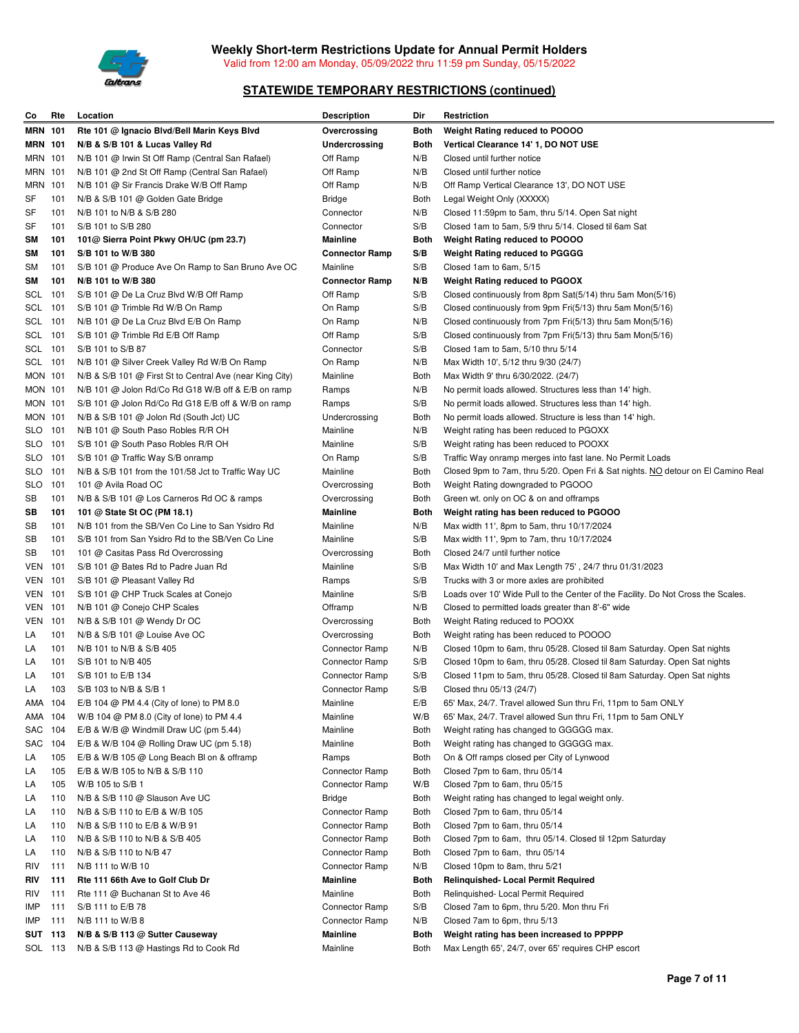# Weekly Short-term Restrictions Update for Annual Permit Holders

Valid from 12:00 am Monday, 05/09/2022 thru 11:59 pm Sunday, 05/15/2022

## STATEWIDE TEMPORARY RESTRICTIONS (continued)

| Co | Rte | Location | Description | Dir | Restriction |
|---|---|---|---|---|---|
| **MRN** | **101** | **Rte 101 @ Ignacio Blvd/Bell Marin Keys Blvd** | **Overcrossing** | **Both** | **Weight Rating reduced to POOOO** |
| **MRN** | **101** | **N/B & S/B 101 & Lucas Valley Rd** | **Undercrossing** | **Both** | **Vertical Clearance 14' 1, DO NOT USE** |
| MRN | 101 | N/B 101 @ Irwin St Off Ramp (Central San Rafael) | Off Ramp | N/B | Closed until further notice |
| MRN | 101 | N/B 101 @ 2nd St Off Ramp (Central San Rafael) | Off Ramp | N/B | Closed until further notice |
| MRN | 101 | N/B 101 @ Sir Francis Drake W/B Off Ramp | Off Ramp | N/B | Off Ramp Vertical Clearance 13', DO NOT USE |
| SF | 101 | N/B & S/B 101 @ Golden Gate Bridge | Bridge | Both | Legal Weight Only (XXXXX) |
| SF | 101 | N/B 101 to N/B & S/B 280 | Connector | N/B | Closed 11:59pm to 5am, thru 5/14. Open Sat night |
| SF | 101 | S/B 101 to S/B 280 | Connector | S/B | Closed 1am to 5am, 5/9 thru 5/14. Closed til 6am Sat |
| **SM** | **101** | **101@ Sierra Point Pkwy OH/UC (pm 23.7)** | **Mainline** | **Both** | **Weight Rating reduced to POOOO** |
| **SM** | **101** | **S/B 101 to W/B 380** | **Connector Ramp** | **S/B** | **Weight Rating reduced to PGGGG** |
| SM | 101 | S/B 101 @ Produce Ave On Ramp to San Bruno Ave OC | Mainline | S/B | Closed 1am to 6am, 5/15 |
| **SM** | **101** | **N/B 101 to W/B 380** | **Connector Ramp** | **N/B** | **Weight Rating reduced to PGOOX** |
| SCL | 101 | S/B 101 @ De La Cruz Blvd W/B Off Ramp | Off Ramp | S/B | Closed continuously from 8pm Sat(5/14) thru 5am Mon(5/16) |
| SCL | 101 | S/B 101 @ Trimble Rd W/B On Ramp | On Ramp | S/B | Closed continuously from 9pm Fri(5/13) thru 5am Mon(5/16) |
| SCL | 101 | N/B 101 @ De La Cruz Blvd E/B On Ramp | On Ramp | N/B | Closed continuously from 7pm Fri(5/13) thru 5am Mon(5/16) |
| SCL | 101 | S/B 101 @ Trimble Rd E/B Off Ramp | Off Ramp | S/B | Closed continuously from 7pm Fri(5/13) thru 5am Mon(5/16) |
| SCL | 101 | S/B 101 to S/B 87 | Connector | S/B | Closed 1am to 5am, 5/10 thru 5/14 |
| SCL | 101 | N/B 101 @ Silver Creek Valley Rd W/B On Ramp | On Ramp | N/B | Max Width 10', 5/12 thru 9/30 (24/7) |
| MON | 101 | N/B & S/B 101 @ First St to Central Ave (near King City) | Mainline | Both | Max Width 9' thru 6/30/2022. (24/7) |
| MON | 101 | N/B 101 @ Jolon Rd/Co Rd G18 W/B off & E/B on ramp | Ramps | N/B | No permit loads allowed. Structures less than 14' high. |
| MON | 101 | S/B 101 @ Jolon Rd/Co Rd G18 E/B off & W/B on ramp | Ramps | S/B | No permit loads allowed. Structures less than 14' high. |
| MON | 101 | N/B & S/B 101 @ Jolon Rd (South Jct) UC | Undercrossing | Both | No permit loads allowed. Structure is less than 14' high. |
| SLO | 101 | N/B 101 @ South Paso Robles R/R OH | Mainline | N/B | Weight rating has been reduced to PGOXX |
| SLO | 101 | S/B 101 @ South Paso Robles R/R OH | Mainline | S/B | Weight rating has been reduced to POOXX |
| SLO | 101 | S/B 101 @ Traffic Way S/B onramp | On Ramp | S/B | Traffic Way onramp merges into fast lane. No Permit Loads |
| SLO | 101 | N/B & S/B 101 from the 101/58 Jct to Traffic Way UC | Mainline | Both | Closed 9pm to 7am, thru 5/20. Open Fri & Sat nights. NO detour on El Camino Real |
| SLO | 101 | 101 @ Avila Road OC | Overcrossing | Both | Weight Rating downgraded to PGOOO |
| SB | 101 | N/B & S/B 101 @ Los Carneros Rd OC & ramps | Overcrossing | Both | Green wt. only on OC & on and offramps |
| **SB** | **101** | **101 @ State St OC (PM 18.1)** | **Mainline** | **Both** | **Weight rating has been reduced to PGOOO** |
| SB | 101 | N/B 101 from the SB/Ven Co Line to San Ysidro Rd | Mainline | N/B | Max width 11', 8pm to 5am, thru 10/17/2024 |
| SB | 101 | S/B 101 from San Ysidro Rd to the SB/Ven Co Line | Mainline | S/B | Max width 11', 9pm to 7am, thru 10/17/2024 |
| SB | 101 | 101 @ Casitas Pass Rd Overcrossing | Overcrossing | Both | Closed 24/7 until further notice |
| VEN | 101 | S/B 101 @ Bates Rd to Padre Juan Rd | Mainline | S/B | Max Width 10' and Max Length 75' , 24/7 thru 01/31/2023 |
| VEN | 101 | S/B 101 @ Pleasant Valley Rd | Ramps | S/B | Trucks with 3 or more axles are prohibited |
| VEN | 101 | S/B 101 @ CHP Truck Scales at Conejo | Mainline | S/B | Loads over 10' Wide Pull to the Center of the Facility. Do Not Cross the Scales. |
| VEN | 101 | N/B 101 @ Conejo CHP Scales | Offramp | N/B | Closed to permitted loads greater than 8'-6" wide |
| VEN | 101 | N/B & S/B 101 @ Wendy Dr OC | Overcrossing | Both | Weight Rating reduced to POOXX |
| LA | 101 | N/B & S/B 101 @ Louise Ave OC | Overcrossing | Both | Weight rating has been reduced to POOOO |
| LA | 101 | N/B 101 to N/B & S/B 405 | Connector Ramp | N/B | Closed 10pm to 6am, thru 05/28. Closed til 8am Saturday. Open Sat nights |
| LA | 101 | S/B 101 to N/B 405 | Connector Ramp | S/B | Closed 10pm to 6am, thru 05/28. Closed til 8am Saturday. Open Sat nights |
| LA | 101 | S/B 101 to E/B 134 | Connector Ramp | S/B | Closed 11pm to 5am, thru 05/28. Closed til 8am Saturday. Open Sat nights |
| LA | 103 | S/B 103 to N/B & S/B 1 | Connector Ramp | S/B | Closed thru 05/13 (24/7) |
| AMA | 104 | E/B 104 @ PM 4.4 (City of Ione) to PM 8.0 | Mainline | E/B | 65' Max, 24/7. Travel allowed Sun thru Fri, 11pm to 5am ONLY |
| AMA | 104 | W/B 104 @ PM 8.0 (City of Ione) to PM 4.4 | Mainline | W/B | 65' Max, 24/7. Travel allowed Sun thru Fri, 11pm to 5am ONLY |
| SAC | 104 | E/B & W/B @ Windmill Draw UC (pm 5.44) | Mainline | Both | Weight rating has changed to GGGGG max. |
| SAC | 104 | E/B & W/B 104 @ Rolling Draw UC (pm 5.18) | Mainline | Both | Weight rating has changed to GGGGG max. |
| LA | 105 | E/B & W/B 105 @ Long Beach Bl on & offramp | Ramps | Both | On & Off ramps closed per City of Lynwood |
| LA | 105 | E/B & W/B 105 to N/B & S/B 110 | Connector Ramp | Both | Closed 7pm to 6am, thru 05/14 |
| LA | 105 | W/B 105 to S/B 1 | Connector Ramp | W/B | Closed 7pm to 6am, thru 05/15 |
| LA | 110 | N/B & S/B 110 @ Slauson Ave UC | Bridge | Both | Weight rating has changed to legal weight only. |
| LA | 110 | N/B & S/B 110 to E/B & W/B 105 | Connector Ramp | Both | Closed 7pm to 6am, thru 05/14 |
| LA | 110 | N/B & S/B 110 to E/B & W/B 91 | Connector Ramp | Both | Closed 7pm to 6am, thru 05/14 |
| LA | 110 | N/B & S/B 110 to N/B & S/B 405 | Connector Ramp | Both | Closed 7pm to 6am, thru 05/14. Closed til 12pm Saturday |
| LA | 110 | N/B & S/B 110 to N/B 47 | Connector Ramp | Both | Closed 7pm to 6am, thru 05/14 |
| RIV | 111 | N/B 111 to W/B 10 | Connector Ramp | N/B | Closed 10pm to 8am, thru 5/21 |
| **RIV** | **111** | **Rte 111 66th Ave to Golf Club Dr** | **Mainline** | **Both** | **Relinquished- Local Permit Required** |
| RIV | 111 | Rte 111 @ Buchanan St to Ave 46 | Mainline | Both | Relinquished- Local Permit Required |
| IMP | 111 | S/B 111 to E/B 78 | Connector Ramp | S/B | Closed 7am to 6pm, thru 5/20. Mon thru Fri |
| IMP | 111 | N/B 111 to W/B 8 | Connector Ramp | N/B | Closed 7am to 6pm, thru 5/13 |
| **SUT** | **113** | **N/B & S/B 113 @ Sutter Causeway** | **Mainline** | **Both** | **Weight rating has been increased to PPPPP** |
| SOL | 113 | N/B & S/B 113 @ Hastings Rd to Cook Rd | Mainline | Both | Max Length 65', 24/7, over 65' requires CHP escort |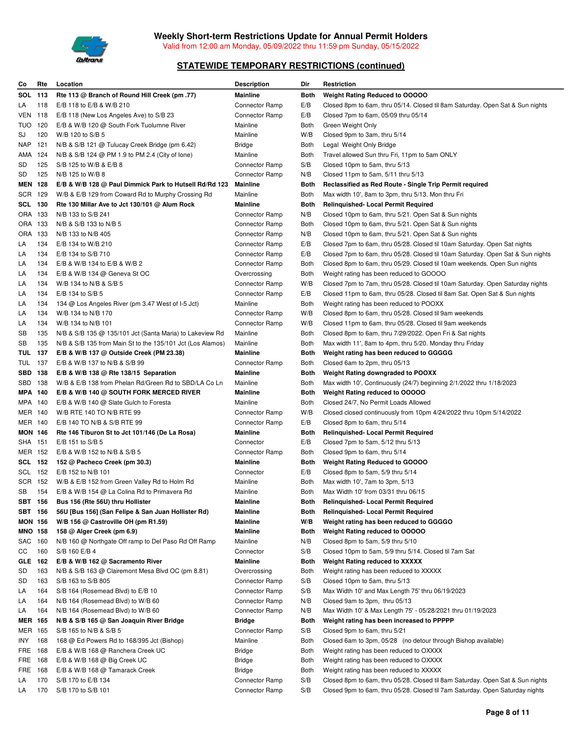# Weekly Short-term Restrictions Update for Annual Permit Holders

Valid from 12:00 am Monday, 05/09/2022 thru 11:59 pm Sunday, 05/15/2022

## STATEWIDE TEMPORARY RESTRICTIONS (continued)

| Co | Rte | Location | Description | Dir | Restriction |
|---|---|---|---|---|---|
| **SOL** | **113** | **Rte 113 @ Branch of Round Hill Creek (pm .77)** | **Mainline** | **Both** | **Weight Rating Reduced to OOOOO** |
| LA | 118 | E/B 118 to E/B & W/B 210 | Connector Ramp | E/B | Closed 8pm to 6am, thru 05/14. Closed til 8am Saturday. Open Sat & Sun nights |
| VEN | 118 | E/B 118 (New Los Angeles Ave) to S/B 23 | Connector Ramp | E/B | Closed 7pm to 6am, 05/09 thru 05/14 |
| TUO | 120 | E/B & W/B 120 @ South Fork Tuolumne River | Mainline | Both | Green Weight Only |
| SJ | 120 | W/B 120 to S/B 5 | Mainline | W/B | Closed 9pm to 3am, thru 5/14 |
| NAP | 121 | N/B & S/B 121 @ Tulucay Creek Bridge (pm 6.42) | Bridge | Both | Legal Weight Only Bridge |
| AMA | 124 | N/B & S/B 124 @ PM 1.9 to PM 2.4 (City of Ione) | Mainline | Both | Travel allowed Sun thru Fri, 11pm to 5am ONLY |
| SD | 125 | S/B 125 to W/B & E/B 8 | Connector Ramp | S/B | Closed 10pm to 5am, thru 5/13 |
| SD | 125 | N/B 125 to W/B 8 | Connector Ramp | N/B | Closed 11pm to 5am, 5/11 thru 5/13 |
| **MEN** | **128** | **E/B & W/B 128 @ Paul Dimmick Park to Hutsell Rd/Rd 123** | **Mainline** | **Both** | **Reclassified as Red Route - Single Trip Permit required** |
| SCR | 129 | W/B & E/B 129 from Coward Rd to Murphy Crossing Rd | Mainline | Both | Max width 10', 8am to 3pm, thru 5/13. Mon thru Fri |
| **SCL** | **130** | **Rte 130 Millar Ave to Jct 130/101 @ Alum Rock** | **Mainline** | **Both** | **Relinquished- Local Permit Required** |
| ORA | 133 | N/B 133 to S/B 241 | Connector Ramp | N/B | Closed 10pm to 6am, thru 5/21. Open Sat & Sun nights |
| ORA | 133 | N/B & S/B 133 to N/B 5 | Connector Ramp | Both | Closed 10pm to 6am, thru 5/21. Open Sat & Sun nights |
| ORA | 133 | N/B 133 to N/B 405 | Connector Ramp | N/B | Closed 10pm to 6am, thru 5/21. Open Sat & Sun nights |
| LA | 134 | E/B 134 to W/B 210 | Connector Ramp | E/B | Closed 7pm to 6am, thru 05/28. Closed til 10am Saturday. Open Sat nights |
| LA | 134 | E/B 134 to S/B 710 | Connector Ramp | E/B | Closed 7pm to 6am, thru 05/28. Closed til 10am Saturday. Open Sat & Sun nights |
| LA | 134 | E/B & W/B 134 to E/B & W/B 2 | Connector Ramp | Both | Closed 8pm to 6am, thru 05/29. Closed til 10am weekends. Open Sun nights |
| LA | 134 | E/B & W/B 134 @ Geneva St OC | Overcrossing | Both | Weight rating has been reduced to GOOOO |
| LA | 134 | W/B 134 to N/B & S/B 5 | Connector Ramp | W/B | Closed 7pm to 7am, thru 05/28. Closed til 10am Saturday. Open Saturday nights |
| LA | 134 | E/B 134 to S/B 5 | Connector Ramp | E/B | Closed 11pm to 6am, thru 05/28. Closed til 8am Sat. Open Sat & Sun nights |
| LA | 134 | 134 @ Los Angeles River (pm 3.47 West of I-5 Jct) | Mainline | Both | Weight rating has been reduced to POOXX |
| LA | 134 | W/B 134 to N/B 170 | Connector Ramp | W/B | Closed 8pm to 6am, thru 05/28. Closed til 9am weekends |
| LA | 134 | W/B 134 to N/B 101 | Connector Ramp | W/B | Closed 11pm to 6am, thru 05/28. Closed til 9am weekends |
| SB | 135 | N/B & S/B 135 @ 135/101 Jct (Santa Maria) to Lakeview Rd | Mainline | Both | Closed 8pm to 6am, thru 7/29/2022. Open Fri & Sat nights |
| SB | 135 | N/B & S/B 135 from Main St to the 135/101 Jct (Los Alamos) | Mainline | Both | Max width 11', 8am to 4pm, thru 5/20. Monday thru Friday |
| **TUL** | **137** | **E/B & W/B 137 @ Outside Creek (PM 23.38)** | **Mainline** | **Both** | **Weight rating has been reduced to GGGGG** |
| TUL | 137 | E/B & W/B 137 to N/B & S/B 99 | Connector Ramp | Both | Closed 6am to 2pm, thru 05/13 |
| **SBD** | **138** | **E/B & W/B 138 @ Rte 138/15 Separation** | **Mainline** | **Both** | **Weight Rating downgraded to POOXX** |
| SBD | 138 | W/B & E/B 138 from Phelan Rd/Green Rd to SBD/LA Co Ln | Mainline | Both | Max width 10', Continuously (24/7) beginning 2/1/2022 thru 1/18/2023 |
| **MPA** | **140** | **E/B & W/B 140 @ SOUTH FORK MERCED RIVER** | **Mainline** | **Both** | **Weight Rating reduced to OOOOO** |
| MPA | 140 | E/B & W/B 140 @ Slate Gulch to Foresta | Mainline | Both | Closed 24/7, No Permit Loads Allowed |
| MER | 140 | W/B RTE 140 TO N/B RTE 99 | Connector Ramp | W/B | Closed closed continuously from 10pm 4/24/2022 thru 10pm 5/14/2022 |
| MER | 140 | E/B 140 TO N/B & S/B RTE 99 | Connector Ramp | E/B | Closed 8pm to 6am, thru 5/14 |
| **MON** | **146** | **Rte 146 Tiburon St to Jct 101/146 (De La Rosa)** | **Mainline** | **Both** | **Relinquished- Local Permit Required** |
| SHA | 151 | E/B 151 to S/B 5 | Connector | E/B | Closed 7pm to 5am, 5/12 thru 5/13 |
| MER | 152 | E/B & W/B 152 to N/B & S/B 5 | Connector Ramp | Both | Closed 9pm to 6am, thru 5/14 |
| **SCL** | **152** | **152 @ Pacheco Creek (pm 30.3)** | **Mainline** | **Both** | **Weight Rating Reduced to GOOOO** |
| SCL | 152 | E/B 152 to N/B 101 | Connector | E/B | Closed 8pm to 5am, 5/9 thru 5/14 |
| SCR | 152 | W/B & E/B 152 from Green Valley Rd to Holm Rd | Mainline | Both | Max width 10', 7am to 3pm, 5/13 |
| SB | 154 | E/B & W/B 154 @ La Colina Rd to Primavera Rd | Mainline | Both | Max Width 10' from 03/31 thru 06/15 |
| **SBT** | **156** | **Bus 156 (Rte 56U) thru Hollister** | **Mainline** | **Both** | **Relinquished- Local Permit Required** |
| **SBT** | **156** | **56U [Bus 156] (San Felipe & San Juan Hollister Rd)** | **Mainline** | **Both** | **Relinquished- Local Permit Required** |
| **MON** | **156** | **W/B 156 @ Castroville OH (pm R1.59)** | **Mainline** | **W/B** | **Weight rating has been reduced to GGGGO** |
| **MNO** | **158** | **158 @ Alger Creek (pm 6.9)** | **Mainline** | **Both** | **Weight Rating reduced to OOOOO** |
| SAC | 160 | N/B 160 @ Northgate Off ramp to Del Paso Rd Off Ramp | Mainline | N/B | Closed 8pm to 5am, 5/9 thru 5/10 |
| CC | 160 | S/B 160 E/B 4 | Connector | S/B | Closed 10pm to 5am, 5/9 thru 5/14. Closed til 7am Sat |
| **GLE** | **162** | **E/B & W/B 162 @ Sacramento River** | **Mainline** | **Both** | **Weight Rating reduced to XXXXX** |
| SD | 163 | N/B & S/B 163 @ Clairemont Mesa Blvd OC (pm 8.81) | Overcrossing | Both | Weight rating has been reduced to XXXXX |
| SD | 163 | S/B 163 to S/B 805 | Connector Ramp | S/B | Closed 10pm to 5am, thru 5/13 |
| LA | 164 | S/B 164 (Rosemead Blvd) to E/B 10 | Connector Ramp | S/B | Max Width 10' and Max Length 75' thru 06/19/2023 |
| LA | 164 | N/B 164 (Rosemead Blvd) to W/B 60 | Connector Ramp | N/B | Closed 9am to 3pm, thru 05/13 |
| LA | 164 | N/B 164 (Rosemead Blvd) to W/B 60 | Connector Ramp | N/B | Max Width 10' & Max Length 75' - 05/28/2021 thru 01/19/2023 |
| **MER** | **165** | **N/B & S/B 165 @ San Joaquin River Bridge** | **Bridge** | **Both** | **Weight rating has been increased to PPPPP** |
| MER | 165 | S/B 165 to N/B & S/B 5 | Connector Ramp | S/B | Closed 9pm to 6am, thru 5/21 |
| INY | 168 | 168 @ Ed Powers Rd to 168/395 Jct (Bishop) | Mainline | Both | Closed 6am to 3pm, 05/28 (no detour through Bishop available) |
| FRE | 168 | E/B & W/B 168 @ Ranchera Creek UC | Bridge | Both | Weight rating has been reduced to OXXXX |
| FRE | 168 | E/B & W/B 168 @ Big Creek UC | Bridge | Both | Weight rating has been reduced to OXXXX |
| FRE | 168 | E/B & W/B 168 @ Tamarack Creek | Bridge | Both | Weight rating has been reduced to XXXXX |
| LA | 170 | S/B 170 to E/B 134 | Connector Ramp | S/B | Closed 8pm to 6am, thru 05/28. Closed til 8am Saturday. Open Sat & Sun nights |
| LA | 170 | S/B 170 to S/B 101 | Connector Ramp | S/B | Closed 9pm to 6am, thru 05/28. Closed til 7am Saturday. Open Saturday nights |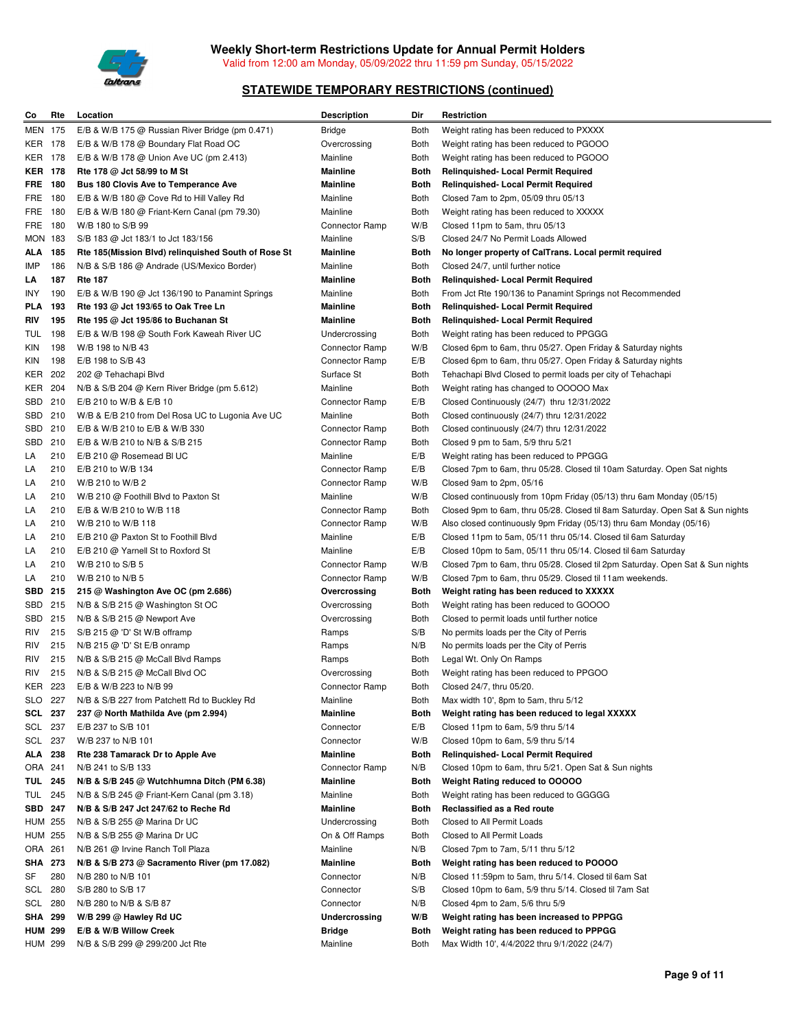# Weekly Short-term Restrictions Update for Annual Permit Holders

Valid from 12:00 am Monday, 05/09/2022 thru 11:59 pm Sunday, 05/15/2022

## STATEWIDE TEMPORARY RESTRICTIONS (continued)

| Co | Rte | Location | Description | Dir | Restriction |
|---|---|---|---|---|---|
| MEN | 175 | E/B & W/B 175 @ Russian River Bridge (pm 0.471) | Bridge | Both | Weight rating has been reduced to PXXXX |
| KER | 178 | E/B & W/B 178 @ Boundary Flat Road OC | Overcrossing | Both | Weight rating has been reduced to PGOOO |
| KER | 178 | E/B & W/B 178 @ Union Ave UC (pm 2.413) | Mainline | Both | Weight rating has been reduced to PGOOO |
| **KER** | **178** | **Rte 178 @ Jct 58/99 to M St** | **Mainline** | **Both** | **Relinquished- Local Permit Required** |
| **FRE** | **180** | **Bus 180 Clovis Ave to Temperance Ave** | **Mainline** | **Both** | **Relinquished- Local Permit Required** |
| FRE | 180 | E/B & W/B 180 @ Cove Rd to Hill Valley Rd | Mainline | Both | Closed 7am to 2pm, 05/09 thru 05/13 |
| FRE | 180 | E/B & W/B 180 @ Friant-Kern Canal (pm 79.30) | Mainline | Both | Weight rating has been reduced to XXXXX |
| FRE | 180 | W/B 180 to S/B 99 | Connector Ramp | W/B | Closed 11pm to 5am, thru 05/13 |
| MON | 183 | S/B 183 @ Jct 183/1 to Jct 183/156 | Mainline | S/B | Closed 24/7 No Permit Loads Allowed |
| **ALA** | **185** | **Rte 185(Mission Blvd) relinquished South of Rose St** | **Mainline** | **Both** | **No longer property of CalTrans. Local permit required** |
| IMP | 186 | N/B & S/B 186 @ Andrade (US/Mexico Border) | Mainline | Both | Closed 24/7, until further notice |
| **LA** | **187** | **Rte 187** | **Mainline** | **Both** | **Relinquished- Local Permit Required** |
| INY | 190 | E/B & W/B 190 @ Jct 136/190 to Panamint Springs | Mainline | Both | From Jct Rte 190/136 to Panamint Springs not Recommended |
| **PLA** | **193** | **Rte 193 @ Jct 193/65 to Oak Tree Ln** | **Mainline** | **Both** | **Relinquished- Local Permit Required** |
| **RIV** | **195** | **Rte 195 @ Jct 195/86 to Buchanan St** | **Mainline** | **Both** | **Relinquished- Local Permit Required** |
| TUL | 198 | E/B & W/B 198 @ South Fork Kaweah River UC | Undercrossing | Both | Weight rating has been reduced to PPGGG |
| KIN | 198 | W/B 198 to N/B 43 | Connector Ramp | W/B | Closed 6pm to 6am, thru 05/27. Open Friday & Saturday nights |
| KIN | 198 | E/B 198 to S/B 43 | Connector Ramp | E/B | Closed 6pm to 6am, thru 05/27. Open Friday & Saturday nights |
| KER | 202 | 202 @ Tehachapi Blvd | Surface St | Both | Tehachapi Blvd Closed to permit loads per city of Tehachapi |
| KER | 204 | N/B & S/B 204 @ Kern River Bridge (pm 5.612) | Mainline | Both | Weight rating has changed to OOOOO Max |
| SBD | 210 | E/B 210 to W/B & E/B 10 | Connector Ramp | E/B | Closed Continuously (24/7) thru 12/31/2022 |
| SBD | 210 | W/B & E/B 210 from Del Rosa UC to Lugonia Ave UC | Mainline | Both | Closed continuously (24/7) thru 12/31/2022 |
| SBD | 210 | E/B & W/B 210 to E/B & W/B 330 | Connector Ramp | Both | Closed continuously (24/7) thru 12/31/2022 |
| SBD | 210 | E/B & W/B 210 to N/B & S/B 215 | Connector Ramp | Both | Closed 9 pm to 5am, 5/9 thru 5/21 |
| LA | 210 | E/B 210 @ Rosemead Bl UC | Mainline | E/B | Weight rating has been reduced to PPGGG |
| LA | 210 | E/B 210 to W/B 134 | Connector Ramp | E/B | Closed 7pm to 6am, thru 05/28. Closed til 10am Saturday. Open Sat nights |
| LA | 210 | W/B 210 to W/B 2 | Connector Ramp | W/B | Closed 9am to 2pm, 05/16 |
| LA | 210 | W/B 210 @ Foothill Blvd to Paxton St | Mainline | W/B | Closed continuously from 10pm Friday (05/13) thru 6am Monday (05/15) |
| LA | 210 | E/B & W/B 210 to W/B 118 | Connector Ramp | Both | Closed 9pm to 6am, thru 05/28. Closed til 8am Saturday. Open Sat & Sun nights |
| LA | 210 | W/B 210 to W/B 118 | Connector Ramp | W/B | Also closed continuously 9pm Friday (05/13) thru 6am Monday (05/16) |
| LA | 210 | E/B 210 @ Paxton St to Foothill Blvd | Mainline | E/B | Closed 11pm to 5am, 05/11 thru 05/14. Closed til 6am Saturday |
| LA | 210 | E/B 210 @ Yarnell St to Roxford St | Mainline | E/B | Closed 10pm to 5am, 05/11 thru 05/14. Closed til 6am Saturday |
| LA | 210 | W/B 210 to S/B 5 | Connector Ramp | W/B | Closed 7pm to 6am, thru 05/28. Closed til 2pm Saturday. Open Sat & Sun nights |
| LA | 210 | W/B 210 to N/B 5 | Connector Ramp | W/B | Closed 7pm to 6am, thru 05/29. Closed til 11am weekends. |
| **SBD** | **215** | **215 @ Washington Ave OC (pm 2.686)** | **Overcrossing** | **Both** | **Weight rating has been reduced to XXXXX** |
| SBD | 215 | N/B & S/B 215 @ Washington St OC | Overcrossing | Both | Weight rating has been reduced to GOOOO |
| SBD | 215 | N/B & S/B 215 @ Newport Ave | Overcrossing | Both | Closed to permit loads until further notice |
| RIV | 215 | S/B 215 @ 'D' St W/B offramp | Ramps | S/B | No permits loads per the City of Perris |
| RIV | 215 | N/B 215 @ 'D' St E/B onramp | Ramps | N/B | No permits loads per the City of Perris |
| RIV | 215 | N/B & S/B 215 @ McCall Blvd Ramps | Ramps | Both | Legal Wt. Only On Ramps |
| RIV | 215 | N/B & S/B 215 @ McCall Blvd OC | Overcrossing | Both | Weight rating has been reduced to PPGOO |
| KER | 223 | E/B & W/B 223 to N/B 99 | Connector Ramp | Both | Closed 24/7, thru 05/20. |
| SLO | 227 | N/B & S/B 227 from Patchett Rd to Buckley Rd | Mainline | Both | Max width 10', 8pm to 5am, thru 5/12 |
| **SCL** | **237** | **237 @ North Mathilda Ave (pm 2.994)** | **Mainline** | **Both** | **Weight rating has been reduced to legal XXXXX** |
| SCL | 237 | E/B 237 to S/B 101 | Connector | E/B | Closed 11pm to 6am, 5/9 thru 5/14 |
| SCL | 237 | W/B 237 to N/B 101 | Connector | W/B | Closed 10pm to 6am, 5/9 thru 5/14 |
| **ALA** | **238** | **Rte 238 Tamarack Dr to Apple Ave** | **Mainline** | **Both** | **Relinquished- Local Permit Required** |
| ORA | 241 | N/B 241 to S/B 133 | Connector Ramp | N/B | Closed 10pm to 6am, thru 5/21. Open Sat & Sun nights |
| **TUL** | **245** | **N/B & S/B 245 @ Wutchhumna Ditch (PM 6.38)** | **Mainline** | **Both** | **Weight Rating reduced to OOOOO** |
| TUL | 245 | N/B & S/B 245 @ Friant-Kern Canal (pm 3.18) | Mainline | Both | Weight rating has been reduced to GGGGG |
| **SBD** | **247** | **N/B & S/B 247 Jct 247/62 to Reche Rd** | **Mainline** | **Both** | **Reclassified as a Red route** |
| HUM | 255 | N/B & S/B 255 @ Marina Dr UC | Undercrossing | Both | Closed to All Permit Loads |
| HUM | 255 | N/B & S/B 255 @ Marina Dr UC | On & Off Ramps | Both | Closed to All Permit Loads |
| ORA | 261 | N/B 261 @ Irvine Ranch Toll Plaza | Mainline | N/B | Closed 7pm to 7am, 5/11 thru 5/12 |
| **SHA** | **273** | **N/B & S/B 273 @ Sacramento River (pm 17.082)** | **Mainline** | **Both** | **Weight rating has been reduced to POOOO** |
| SF | 280 | N/B 280 to N/B 101 | Connector | N/B | Closed 11:59pm to 5am, thru 5/14. Closed til 6am Sat |
| SCL | 280 | S/B 280 to S/B 17 | Connector | S/B | Closed 10pm to 6am, 5/9 thru 5/14. Closed til 7am Sat |
| SCL | 280 | N/B 280 to N/B & S/B 87 | Connector | N/B | Closed 4pm to 2am, 5/6 thru 5/9 |
| **SHA** | **299** | **W/B 299 @ Hawley Rd UC** | **Undercrossing** | **W/B** | **Weight rating has been increased to PPPGG** |
| **HUM** | **299** | **E/B & W/B Willow Creek** | **Bridge** | **Both** | **Weight rating has been reduced to PPPGG** |
| HUM | 299 | N/B & S/B 299 @ 299/200 Jct Rte | Mainline | Both | Max Width 10', 4/4/2022 thru 9/1/2022 (24/7) |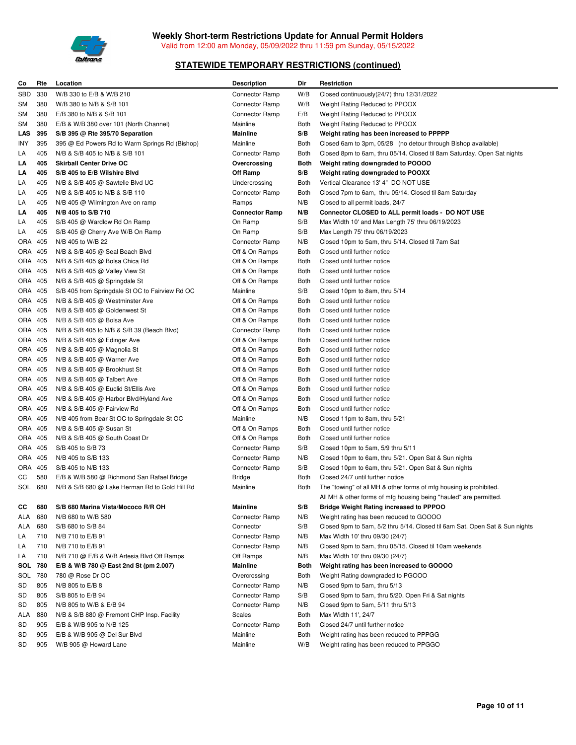# Weekly Short-term Restrictions Update for Annual Permit Holders

Valid from 12:00 am Monday, 05/09/2022 thru 11:59 pm Sunday, 05/15/2022

## STATEWIDE TEMPORARY RESTRICTIONS (continued)

| Co | Rte | Location | Description | Dir | Restriction |
|---|---|---|---|---|---|
| SBD | 330 | W/B 330 to E/B & W/B 210 | Connector Ramp | W/B | Closed continuously(24/7) thru 12/31/2022 |
| SM | 380 | W/B 380 to N/B & S/B 101 | Connector Ramp | W/B | Weight Rating Reduced to PPOOX |
| SM | 380 | E/B 380 to N/B & S/B 101 | Connector Ramp | E/B | Weight Rating Reduced to PPOOX |
| SM | 380 | E/B & W/B 380 over 101 (North Channel) | Mainline | Both | Weight Rating Reduced to PPOOX |
| **LAS** | **395** | **S/B 395 @ Rte 395/70 Separation** | **Mainline** | **S/B** | **Weight rating has been increased to PPPPP** |
| INY | 395 | 395 @ Ed Powers Rd to Warm Springs Rd (Bishop) | Mainline | Both | Closed 6am to 3pm, 05/28 (no detour through Bishop available) |
| LA | 405 | N/B & S/B 405 to N/B & S/B 101 | Connector Ramp | Both | Closed 8pm to 6am, thru 05/14. Closed til 8am Saturday. Open Sat nights |
| **LA** | **405** | **Skirball Center Drive OC** | **Overcrossing** | **Both** | **Weight rating downgraded to POOOO** |
| **LA** | **405** | **S/B 405 to E/B Wilshire Blvd** | **Off Ramp** | **S/B** | **Weight rating downgraded to POOXX** |
| LA | 405 | N/B & S/B 405 @ Sawtelle Blvd UC | Undercrossing | Both | Vertical Clearance 13' 4" DO NOT USE |
| LA | 405 | N/B & S/B 405 to N/B & S/B 110 | Connector Ramp | Both | Closed 7pm to 6am, thru 05/14. Closed til 8am Saturday |
| LA | 405 | N/B 405 @ Wilmington Ave on ramp | Ramps | N/B | Closed to all permit loads, 24/7 |
| **LA** | **405** | **N/B 405 to S/B 710** | **Connector Ramp** | **N/B** | **Connector CLOSED to ALL permit loads - DO NOT USE** |
| LA | 405 | S/B 405 @ Wardlow Rd On Ramp | On Ramp | S/B | Max Width 10' and Max Length 75' thru 06/19/2023 |
| LA | 405 | S/B 405 @ Cherry Ave W/B On Ramp | On Ramp | S/B | Max Length 75' thru 06/19/2023 |
| ORA | 405 | N/B 405 to W/B 22 | Connector Ramp | N/B | Closed 10pm to 5am, thru 5/14. Closed til 7am Sat |
| ORA | 405 | N/B & S/B 405 @ Seal Beach Blvd | Off & On Ramps | Both | Closed until further notice |
| ORA | 405 | N/B & S/B 405 @ Bolsa Chica Rd | Off & On Ramps | Both | Closed until further notice |
| ORA | 405 | N/B & S/B 405 @ Valley View St | Off & On Ramps | Both | Closed until further notice |
| ORA | 405 | N/B & S/B 405 @ Springdale St | Off & On Ramps | Both | Closed until further notice |
| ORA | 405 | S/B 405 from Springdale St OC to Fairview Rd OC | Mainline | S/B | Closed 10pm to 8am, thru 5/14 |
| ORA | 405 | N/B & S/B 405 @ Westminster Ave | Off & On Ramps | Both | Closed until further notice |
| ORA | 405 | N/B & S/B 405 @ Goldenwest St | Off & On Ramps | Both | Closed until further notice |
| ORA | 405 | N/B & S/B 405 @ Bolsa Ave | Off & On Ramps | Both | Closed until further notice |
| ORA | 405 | N/B & S/B 405 to N/B & S/B 39 (Beach Blvd) | Connector Ramp | Both | Closed until further notice |
| ORA | 405 | N/B & S/B 405 @ Edinger Ave | Off & On Ramps | Both | Closed until further notice |
| ORA | 405 | N/B & S/B 405 @ Magnolia St | Off & On Ramps | Both | Closed until further notice |
| ORA | 405 | N/B & S/B 405 @ Warner Ave | Off & On Ramps | Both | Closed until further notice |
| ORA | 405 | N/B & S/B 405 @ Brookhust St | Off & On Ramps | Both | Closed until further notice |
| ORA | 405 | N/B & S/B 405 @ Talbert Ave | Off & On Ramps | Both | Closed until further notice |
| ORA | 405 | N/B & S/B 405 @ Euclid St/Ellis Ave | Off & On Ramps | Both | Closed until further notice |
| ORA | 405 | N/B & S/B 405 @ Harbor Blvd/Hyland Ave | Off & On Ramps | Both | Closed until further notice |
| ORA | 405 | N/B & S/B 405 @ Fairview Rd | Off & On Ramps | Both | Closed until further notice |
| ORA | 405 | N/B 405 from Bear St OC to Springdale St OC | Mainline | N/B | Closed 11pm to 8am, thru 5/21 |
| ORA | 405 | N/B & S/B 405 @ Susan St | Off & On Ramps | Both | Closed until further notice |
| ORA | 405 | N/B & S/B 405 @ South Coast Dr | Off & On Ramps | Both | Closed until further notice |
| ORA | 405 | S/B 405 to S/B 73 | Connector Ramp | S/B | Closed 10pm to 5am, 5/9 thru 5/11 |
| ORA | 405 | N/B 405 to S/B 133 | Connector Ramp | N/B | Closed 10pm to 6am, thru 5/21. Open Sat & Sun nights |
| ORA | 405 | S/B 405 to N/B 133 | Connector Ramp | S/B | Closed 10pm to 6am, thru 5/21. Open Sat & Sun nights |
| CC | 580 | E/B & W/B 580 @ Richmond San Rafael Bridge | Bridge | Both | Closed 24/7 until further notice |
| SOL | 680 | N/B & S/B 680 @ Lake Herman Rd to Gold Hill Rd | Mainline | Both | The "towing" of all MH & other forms of mfg housing is prohibited. All MH & other forms of mfg housing being "hauled" are permitted. |
| **CC** | **680** | **S/B 680 Marina Vista/Mococo R/R OH** | **Mainline** | **S/B** | **Bridge Weight Rating increased to PPPOO** |
| ALA | 680 | N/B 680 to W/B 580 | Connector Ramp | N/B | Weight rating has been reduced to GOOOO |
| ALA | 680 | S/B 680 to S/B 84 | Connector | S/B | Closed 9pm to 5am, 5/2 thru 5/14. Closed til 6am Sat. Open Sat & Sun nights |
| LA | 710 | N/B 710 to E/B 91 | Connector Ramp | N/B | Max Width 10' thru 09/30 (24/7) |
| LA | 710 | N/B 710 to E/B 91 | Connector Ramp | N/B | Closed 9pm to 5am, thru 05/15. Closed til 10am weekends |
| LA | 710 | N/B 710 @ E/B & W/B Artesia Blvd Off Ramps | Off Ramps | N/B | Max Width 10' thru 09/30 (24/7) |
| **SOL** | **780** | **E/B & W/B 780 @ East 2nd St (pm 2.007)** | **Mainline** | **Both** | **Weight rating has been increased to GOOOO** |
| SOL | 780 | 780 @ Rose Dr OC | Overcrossing | Both | Weight Rating downgraded to PGOOO |
| SD | 805 | N/B 805 to E/B 8 | Connector Ramp | N/B | Closed 9pm to 5am, thru 5/13 |
| SD | 805 | S/B 805 to E/B 94 | Connector Ramp | S/B | Closed 9pm to 5am, thru 5/20. Open Fri & Sat nights |
| SD | 805 | N/B 805 to W/B & E/B 94 | Connector Ramp | N/B | Closed 9pm to 5am, 5/11 thru 5/13 |
| ALA | 880 | N/B & S/B 880 @ Fremont CHP Insp. Facility | Scales | Both | Max Width 11', 24/7 |
| SD | 905 | E/B & W/B 905 to N/B 125 | Connector Ramp | Both | Closed 24/7 until further notice |
| SD | 905 | E/B & W/B 905 @ Del Sur Blvd | Mainline | Both | Weight rating has been reduced to PPPGG |
| SD | 905 | W/B 905 @ Howard Lane | Mainline | W/B | Weight rating has been reduced to PPGGO |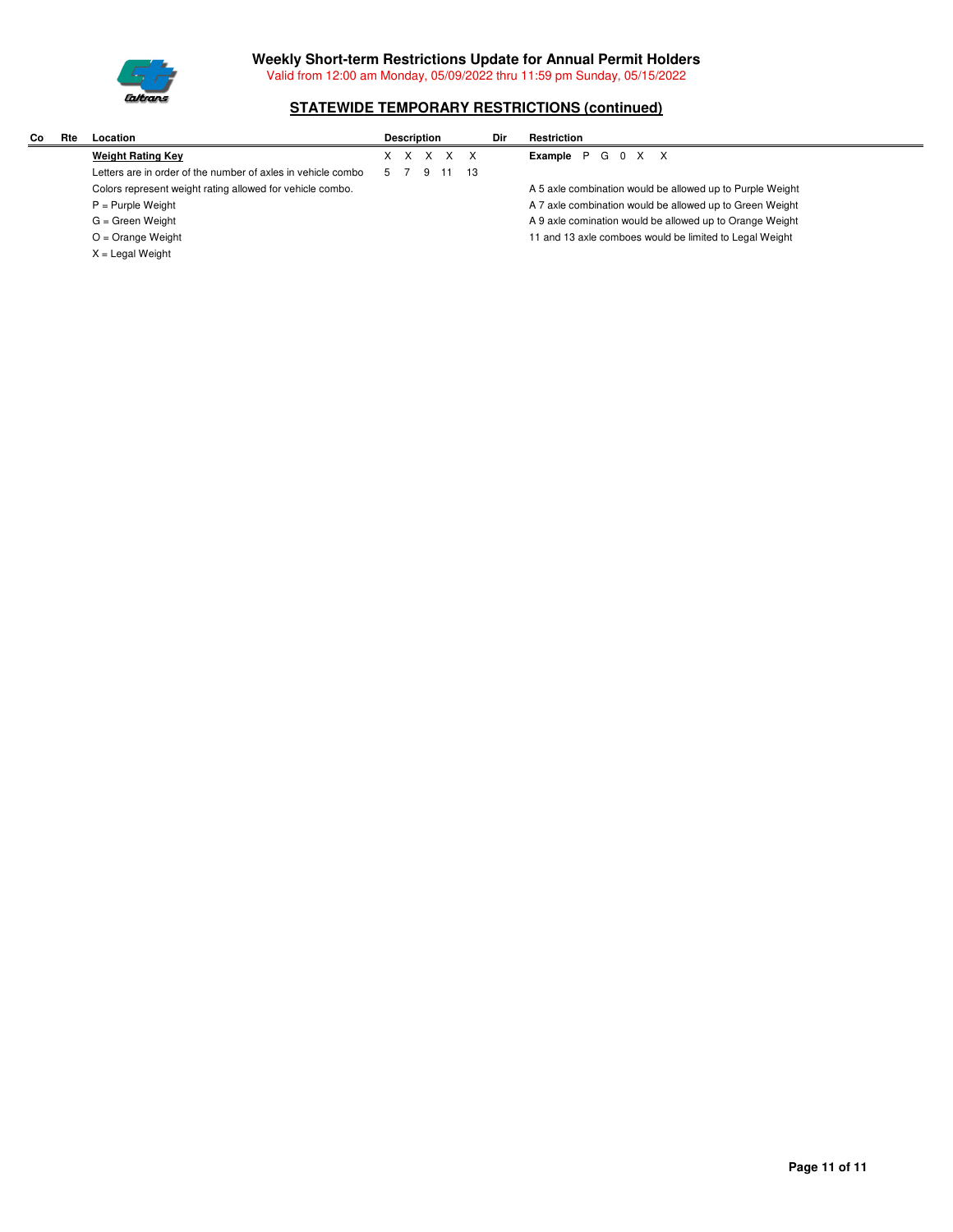# Weekly Short-term Restrictions Update for Annual Permit Holders

Valid from 12:00 am Monday, 05/09/2022 thru 11:59 pm Sunday, 05/15/2022

## STATEWIDE TEMPORARY RESTRICTIONS (continued)

| Co | Rte | Location | Description | Dir | Restriction |
|---|---|---|---|---|---|
| | | **Weight Rating Key** | X X X X X | | **Example** P G 0 X X |
| | | Letters are in order of the number of axles in vehicle combo | 5 7 9 11 13 | | |
| | | Colors represent weight rating allowed for vehicle combo. | | | A 5 axle combination would be allowed up to Purple Weight |
| | | P = Purple Weight | | | A 7 axle combination would be allowed up to Green Weight |
| | | G = Green Weight | | | A 9 axle comination would be allowed up to Orange Weight |
| | | O = Orange Weight | | | 11 and 13 axle comboes would be limited to Legal Weight |
| | | X = Legal Weight | | | |